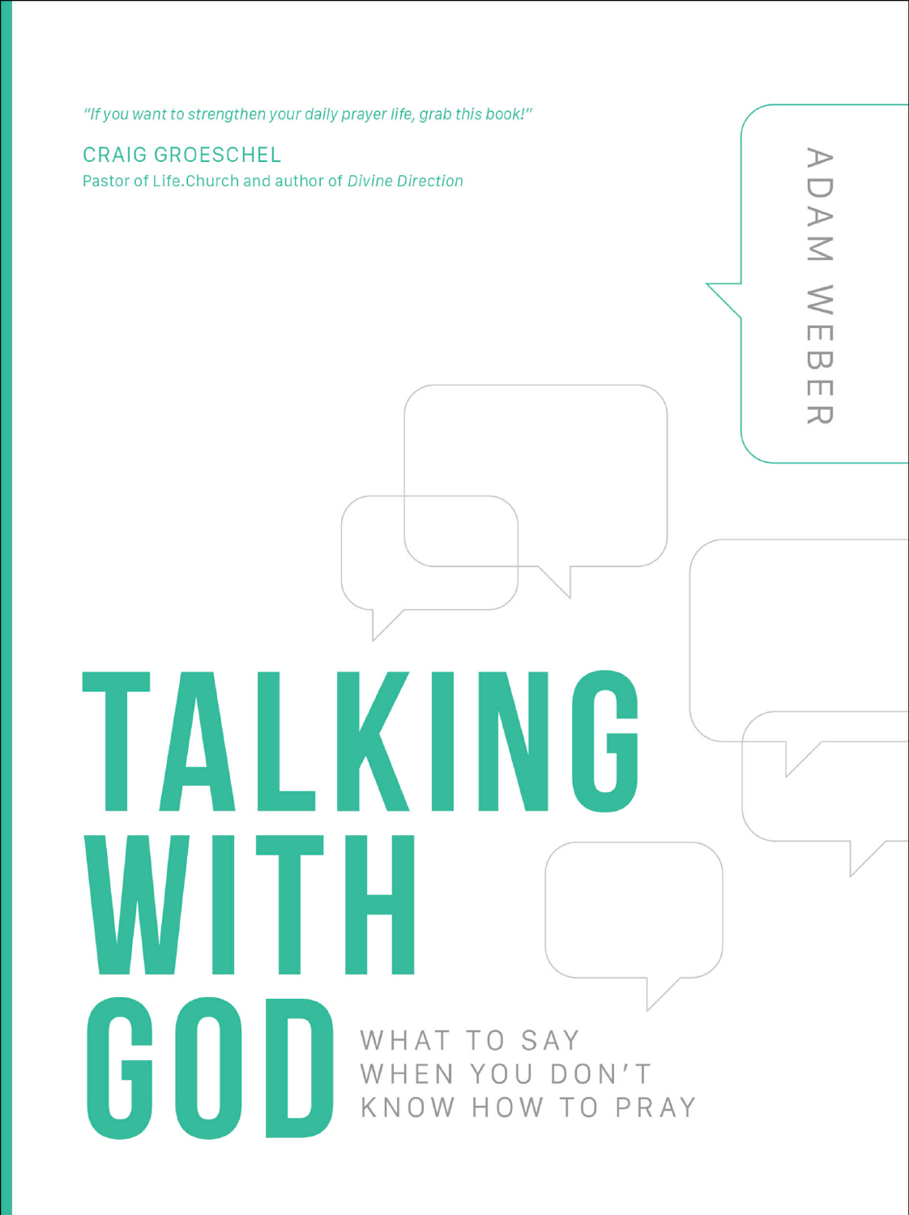*"If you want to strengthen your daily prayer life, grab this book!"*

CRAIG GROESCHEL
Pastor of Life.Church and author of *Divine Direction*

ADAM WEBER

# TALKING WITH GOD

## WHAT TO SAY WHEN YOU DON'T KNOW HOW TO PRAY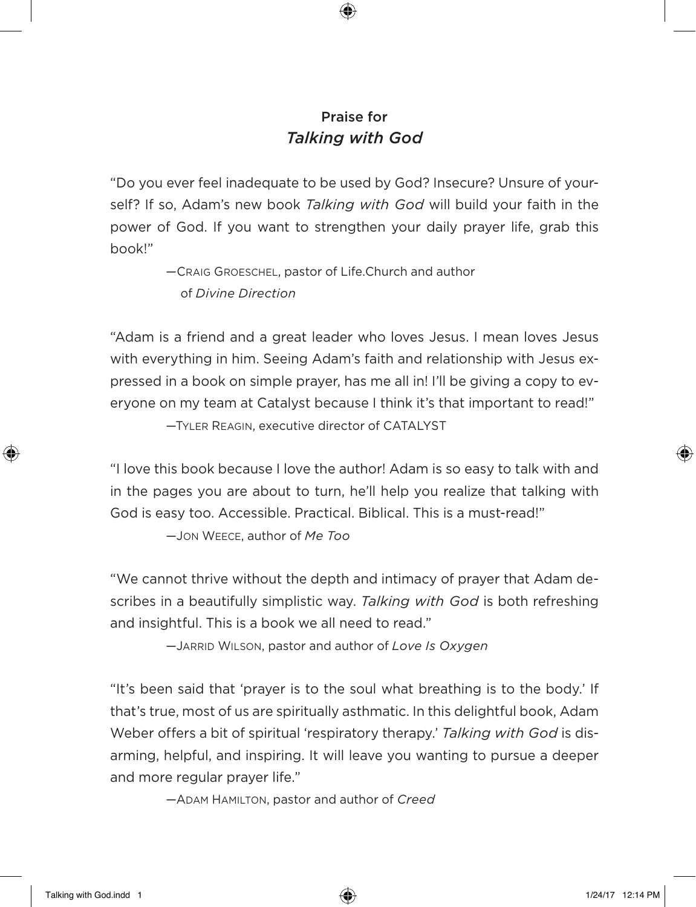## Praise for *Talking with God*

"Do you ever feel inadequate to be used by God? Insecure? Unsure of yourself? If so, Adam's new book *Talking with God* will build your faith in the power of God. If you want to strengthen your daily prayer life, grab this book!"

—Craig Groeschel, pastor of Life.Church and author of *Divine Direction*

"Adam is a friend and a great leader who loves Jesus. I mean loves Jesus with everything in him. Seeing Adam's faith and relationship with Jesus expressed in a book on simple prayer, has me all in! I'll be giving a copy to everyone on my team at Catalyst because I think it's that important to read!"

—Tyler Reagin, executive director of CATALYST

"I love this book because I love the author! Adam is so easy to talk with and in the pages you are about to turn, he'll help you realize that talking with God is easy too. Accessible. Practical. Biblical. This is a must-read!"

—Jon Weece, author of *Me Too*

"We cannot thrive without the depth and intimacy of prayer that Adam describes in a beautifully simplistic way. *Talking with God* is both refreshing and insightful. This is a book we all need to read."

—Jarrid Wilson, pastor and author of *Love Is Oxygen*

"It's been said that 'prayer is to the soul what breathing is to the body.' If that's true, most of us are spiritually asthmatic. In this delightful book, Adam Weber offers a bit of spiritual 'respiratory therapy.' *Talking with God* is disarming, helpful, and inspiring. It will leave you wanting to pursue a deeper and more regular prayer life."

—Adam Hamilton, pastor and author of *Creed*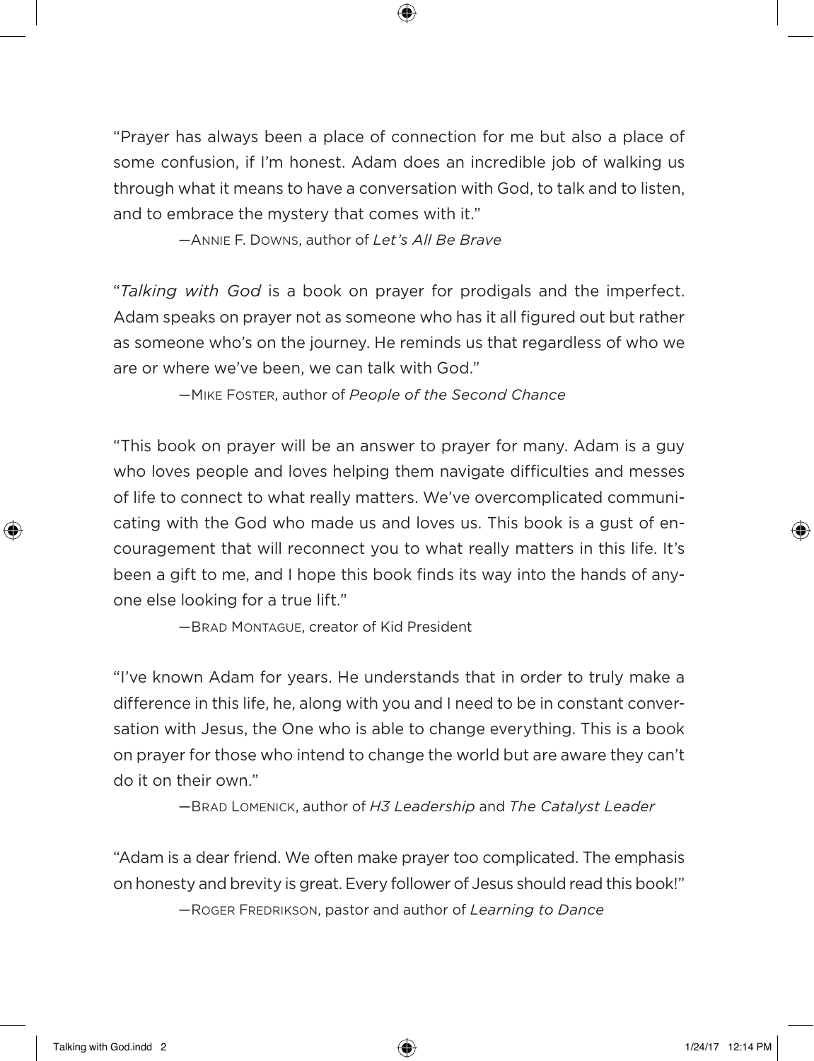"Prayer has always been a place of connection for me but also a place of some confusion, if I'm honest. Adam does an incredible job of walking us through what it means to have a conversation with God, to talk and to listen, and to embrace the mystery that comes with it."

—Annie F. Downs, author of *Let's All Be Brave*

"*Talking with God* is a book on prayer for prodigals and the imperfect. Adam speaks on prayer not as someone who has it all figured out but rather as someone who's on the journey. He reminds us that regardless of who we are or where we've been, we can talk with God."

—Mike Foster, author of *People of the Second Chance*

"This book on prayer will be an answer to prayer for many. Adam is a guy who loves people and loves helping them navigate difficulties and messes of life to connect to what really matters. We've overcomplicated communicating with the God who made us and loves us. This book is a gust of encouragement that will reconnect you to what really matters in this life. It's been a gift to me, and I hope this book finds its way into the hands of anyone else looking for a true lift."

—Brad Montague, creator of Kid President

"I've known Adam for years. He understands that in order to truly make a difference in this life, he, along with you and I need to be in constant conversation with Jesus, the One who is able to change everything. This is a book on prayer for those who intend to change the world but are aware they can't do it on their own."

—Brad Lomenick, author of *H3 Leadership* and *The Catalyst Leader*

"Adam is a dear friend. We often make prayer too complicated. The emphasis on honesty and brevity is great. Every follower of Jesus should read this book!"

—Roger Fredrikson, pastor and author of *Learning to Dance*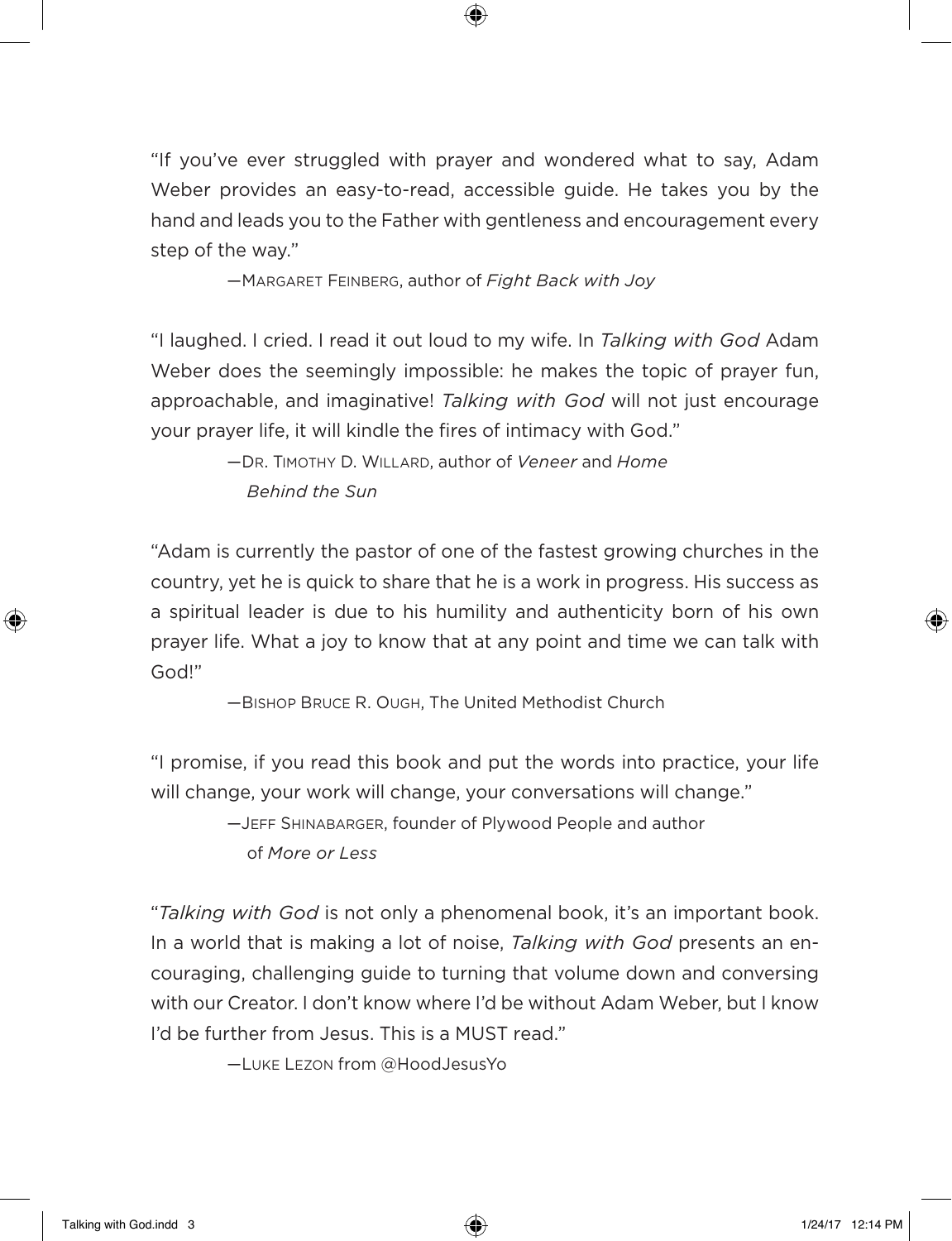"If you've ever struggled with prayer and wondered what to say, Adam Weber provides an easy-to-read, accessible guide. He takes you by the hand and leads you to the Father with gentleness and encouragement every step of the way."

—MARGARET FEINBERG, author of *Fight Back with Joy*

"I laughed. I cried. I read it out loud to my wife. In *Talking with God* Adam Weber does the seemingly impossible: he makes the topic of prayer fun, approachable, and imaginative! *Talking with God* will not just encourage your prayer life, it will kindle the fires of intimacy with God."

—DR. TIMOTHY D. WILLARD, author of *Veneer* and *Home Behind the Sun*

"Adam is currently the pastor of one of the fastest growing churches in the country, yet he is quick to share that he is a work in progress. His success as a spiritual leader is due to his humility and authenticity born of his own prayer life. What a joy to know that at any point and time we can talk with God!"

—BISHOP BRUCE R. OUGH, The United Methodist Church

"I promise, if you read this book and put the words into practice, your life will change, your work will change, your conversations will change."

—JEFF SHINABARGER, founder of Plywood People and author of *More or Less*

"*Talking with God* is not only a phenomenal book, it's an important book. In a world that is making a lot of noise, *Talking with God* presents an encouraging, challenging guide to turning that volume down and conversing with our Creator. I don't know where I'd be without Adam Weber, but I know I'd be further from Jesus. This is a MUST read."

—LUKE LEZON from @HoodJesusYo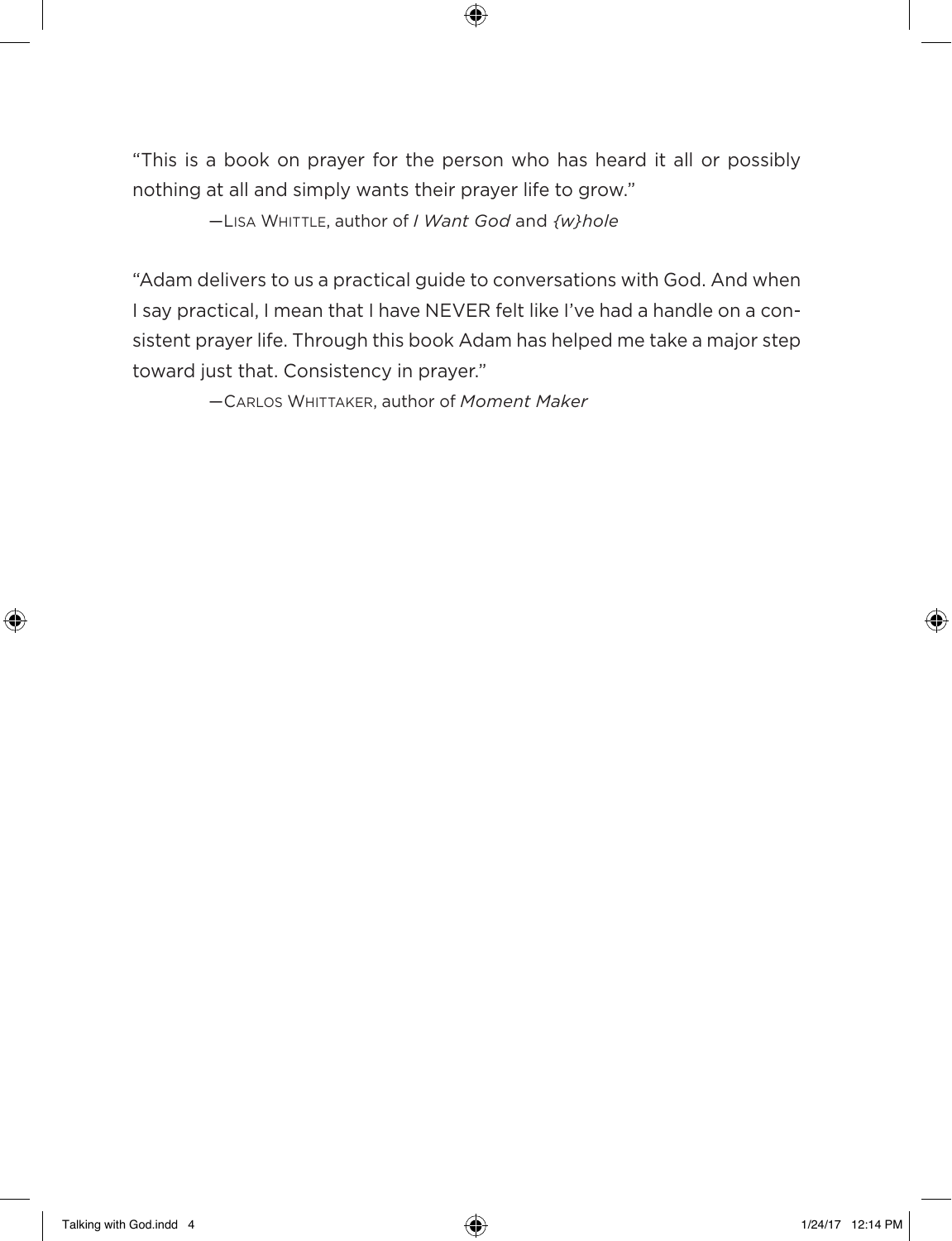"This is a book on prayer for the person who has heard it all or possibly nothing at all and simply wants their prayer life to grow."

—Lisa Whittle, author of *I Want God* and *{w}hole*

"Adam delivers to us a practical guide to conversations with God. And when I say practical, I mean that I have NEVER felt like I've had a handle on a consistent prayer life. Through this book Adam has helped me take a major step toward just that. Consistency in prayer."

—Carlos Whittaker, author of *Moment Maker*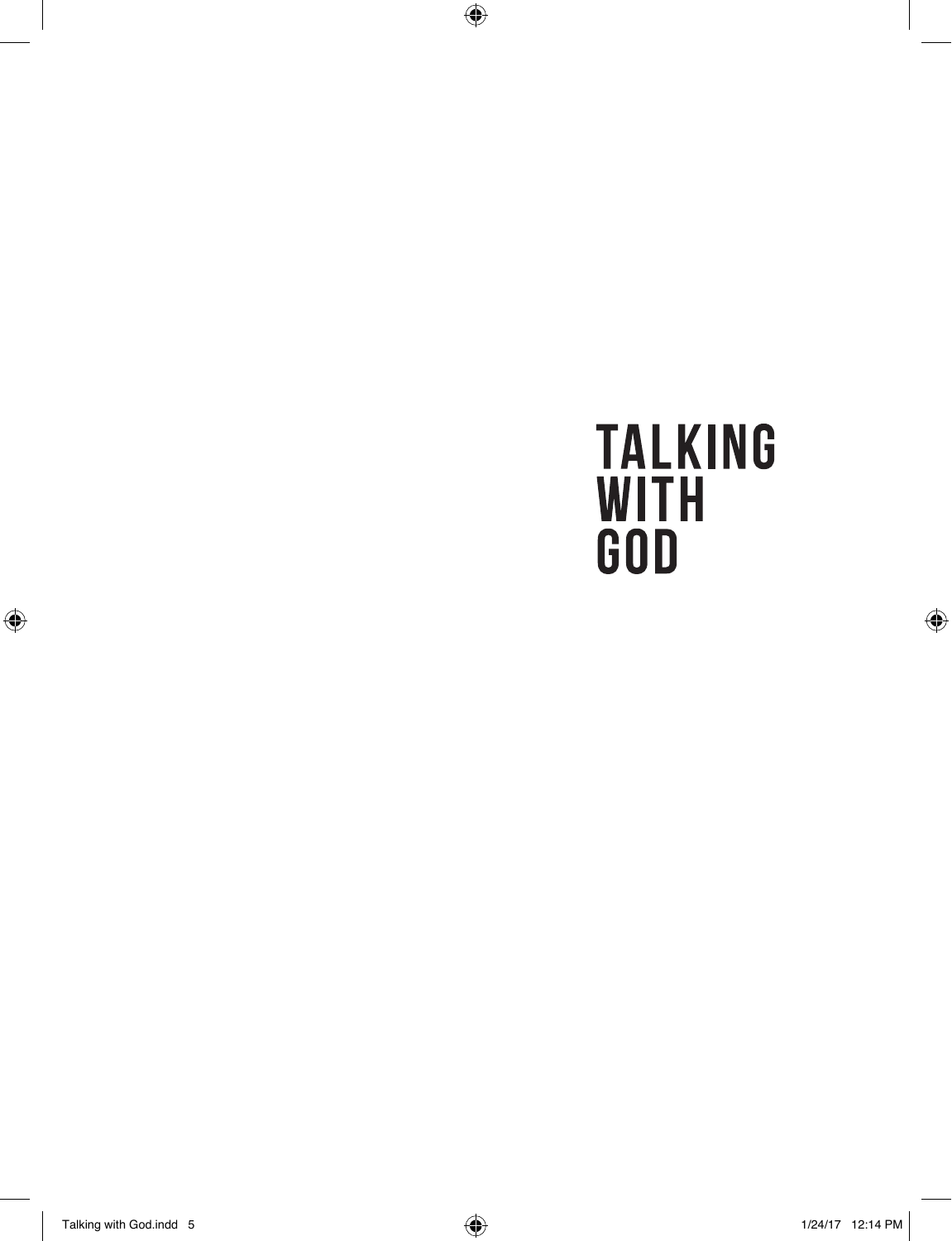# TALKING WITH GOD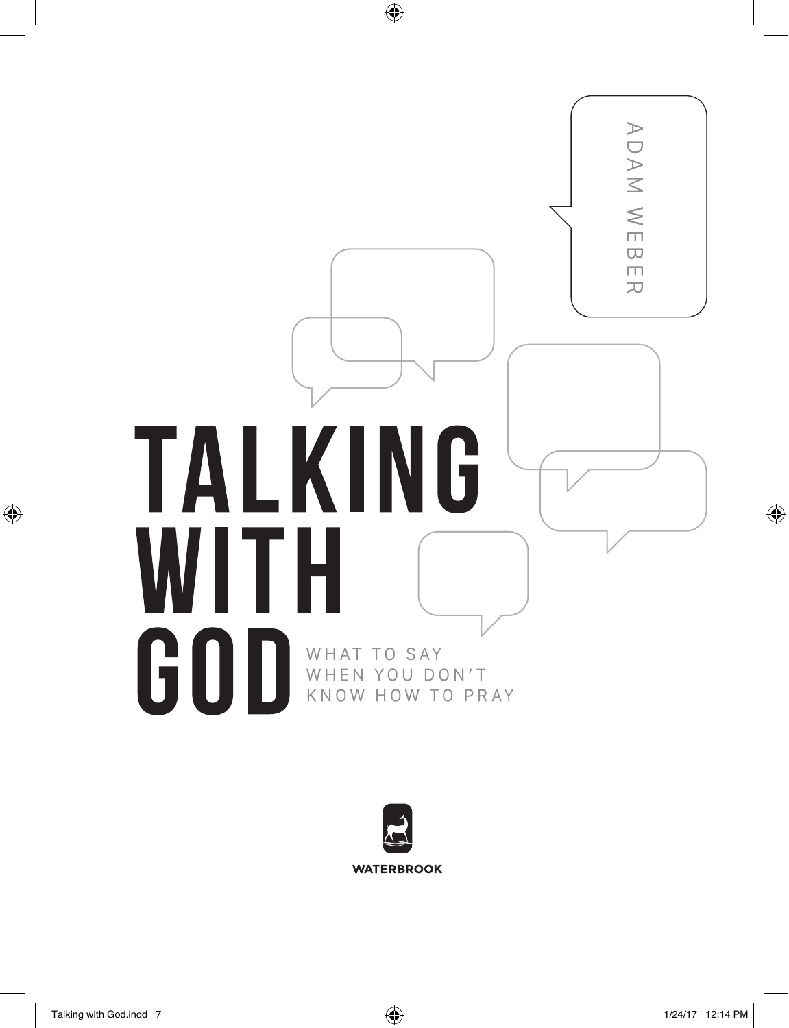ADAM WEBER

# TALKING WITH GOD

## WHAT TO SAY WHEN YOU DON'T KNOW HOW TO PRAY

WATERBROOK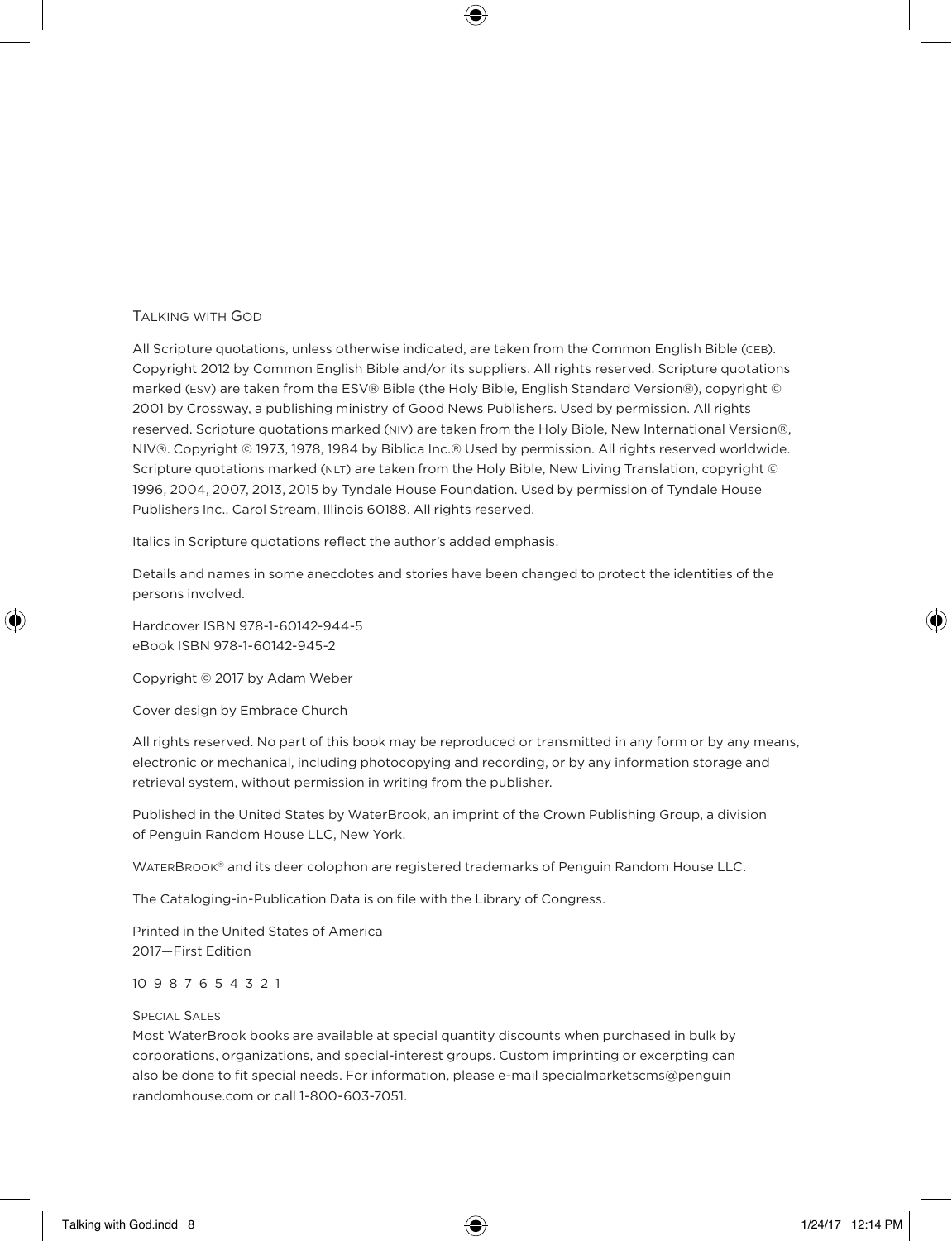TALKING WITH GOD

All Scripture quotations, unless otherwise indicated, are taken from the Common English Bible (CEB). Copyright 2012 by Common English Bible and/or its suppliers. All rights reserved. Scripture quotations marked (ESV) are taken from the ESV® Bible (the Holy Bible, English Standard Version®), copyright © 2001 by Crossway, a publishing ministry of Good News Publishers. Used by permission. All rights reserved. Scripture quotations marked (NIV) are taken from the Holy Bible, New International Version®, NIV®. Copyright © 1973, 1978, 1984 by Biblica Inc.® Used by permission. All rights reserved worldwide. Scripture quotations marked (NLT) are taken from the Holy Bible, New Living Translation, copyright © 1996, 2004, 2007, 2013, 2015 by Tyndale House Foundation. Used by permission of Tyndale House Publishers Inc., Carol Stream, Illinois 60188. All rights reserved.

Italics in Scripture quotations reflect the author's added emphasis.

Details and names in some anecdotes and stories have been changed to protect the identities of the persons involved.

Hardcover ISBN 978-1-60142-944-5
eBook ISBN 978-1-60142-945-2

Copyright © 2017 by Adam Weber

Cover design by Embrace Church

All rights reserved. No part of this book may be reproduced or transmitted in any form or by any means, electronic or mechanical, including photocopying and recording, or by any information storage and retrieval system, without permission in writing from the publisher.

Published in the United States by WaterBrook, an imprint of the Crown Publishing Group, a division of Penguin Random House LLC, New York.

WATERBROOK® and its deer colophon are registered trademarks of Penguin Random House LLC.

The Cataloging-in-Publication Data is on file with the Library of Congress.

Printed in the United States of America
2017—First Edition

10 9 8 7 6 5 4 3 2 1

SPECIAL SALES
Most WaterBrook books are available at special quantity discounts when purchased in bulk by corporations, organizations, and special-interest groups. Custom imprinting or excerpting can also be done to fit special needs. For information, please e-mail specialmarketscms@penguinrandomhouse.com or call 1-800-603-7051.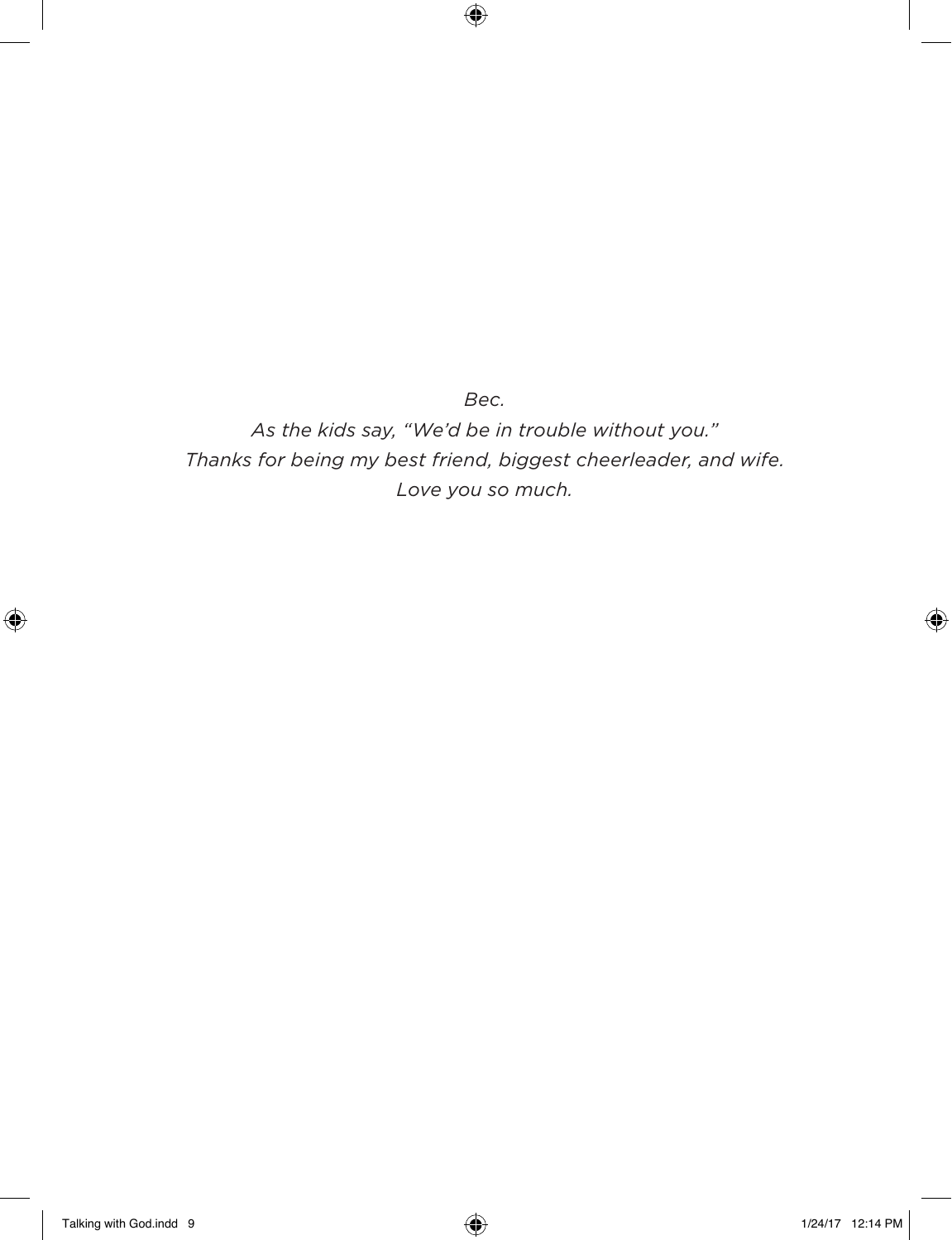*Bec.*

*As the kids say, "We'd be in trouble without you."*

*Thanks for being my best friend, biggest cheerleader, and wife.*

*Love you so much.*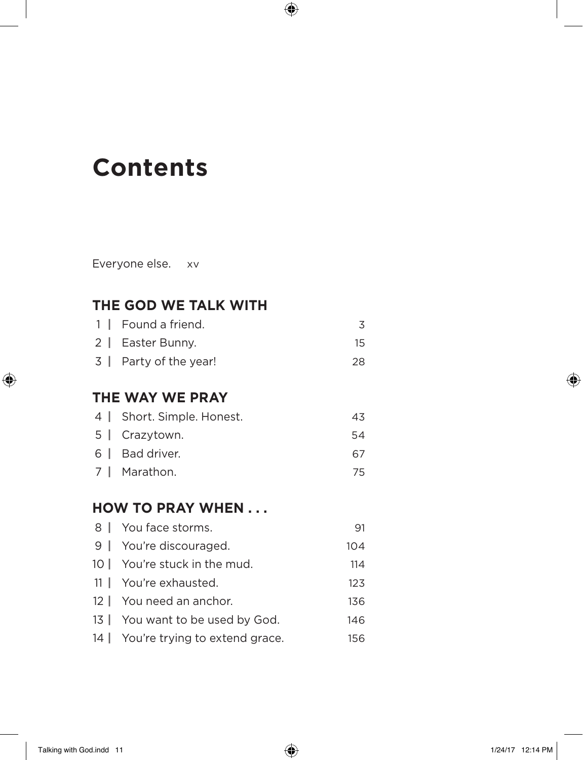# Contents

Everyone else. xv

## THE GOD WE TALK WITH

| | | |
|---|---|---|
| 1 | Found a friend. | 3 |
| 2 | Easter Bunny. | 15 |
| 3 | Party of the year! | 28 |

## THE WAY WE PRAY

| | | |
|---|---|---|
| 4 | Short. Simple. Honest. | 43 |
| 5 | Crazytown. | 54 |
| 6 | Bad driver. | 67 |
| 7 | Marathon. | 75 |

## HOW TO PRAY WHEN . . .

| | | |
|---|---|---|
| 8 | You face storms. | 91 |
| 9 | You're discouraged. | 104 |
| 10 | You're stuck in the mud. | 114 |
| 11 | You're exhausted. | 123 |
| 12 | You need an anchor. | 136 |
| 13 | You want to be used by God. | 146 |
| 14 | You're trying to extend grace. | 156 |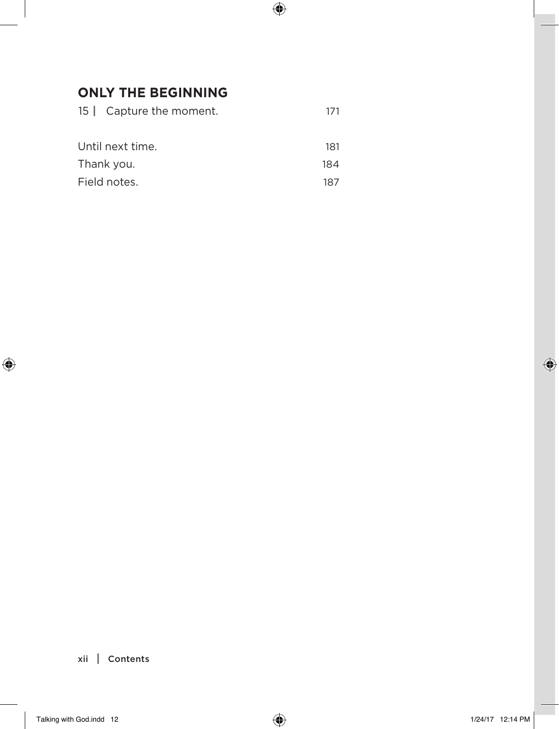## ONLY THE BEGINNING

| | | |
|---|---|---|
| 15 | Capture the moment. | 171 |
| | | |
| Until next time. | | 181 |
| Thank you. | | 184 |
| Field notes. | | 187 |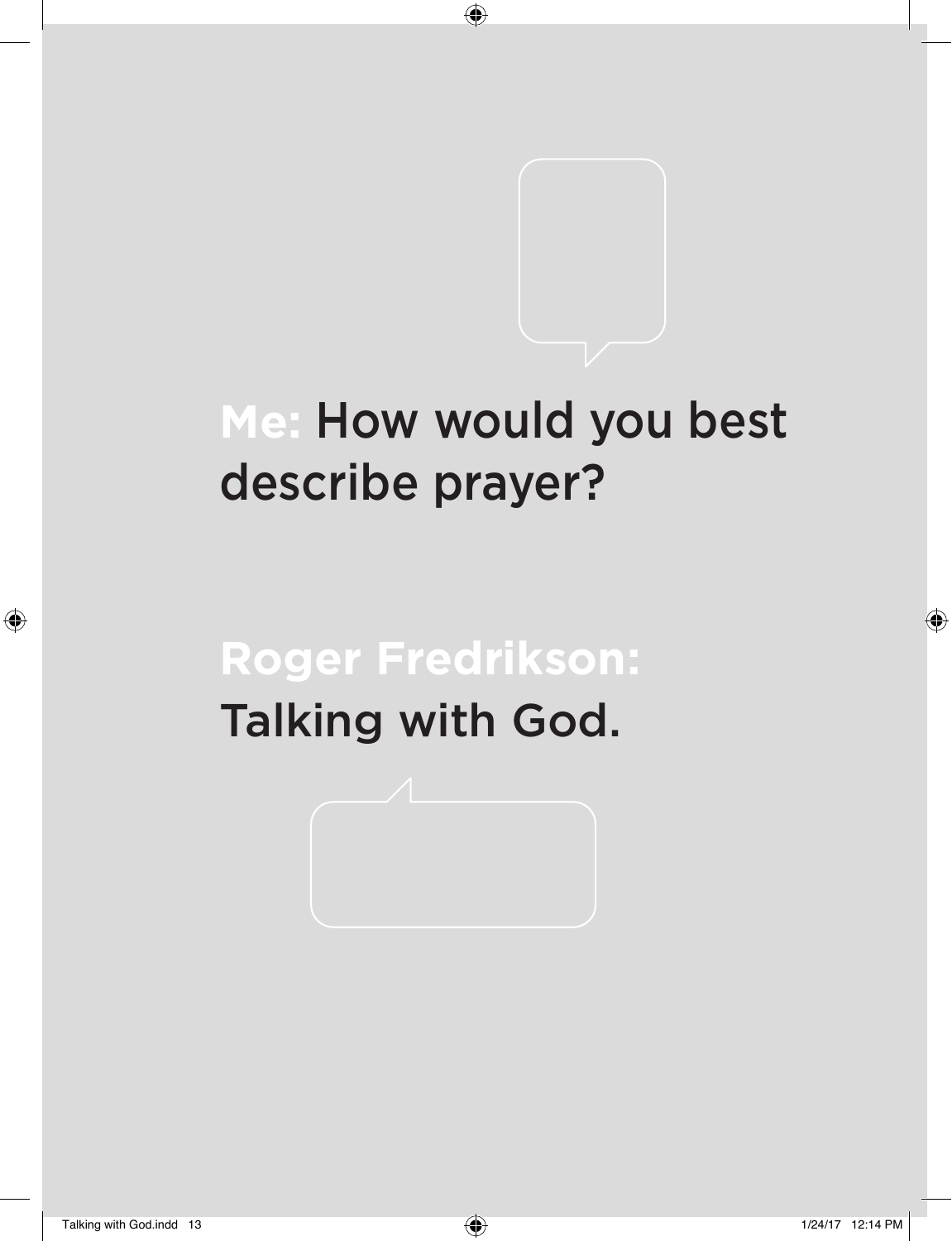**Me:** How would you best describe prayer?

**Roger Fredrikson:**
Talking with God.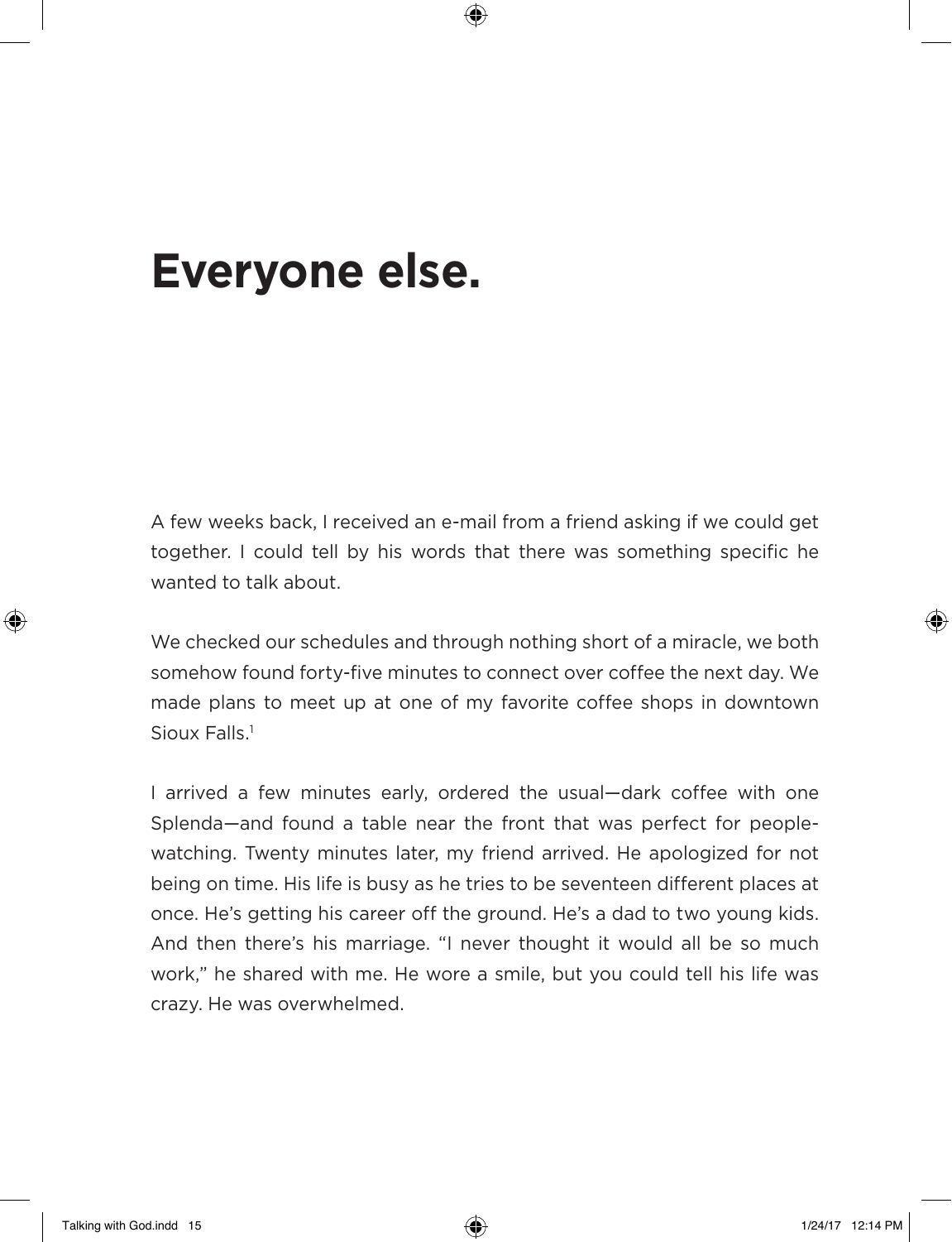# Everyone else.

A few weeks back, I received an e-mail from a friend asking if we could get together. I could tell by his words that there was something specific he wanted to talk about.

We checked our schedules and through nothing short of a miracle, we both somehow found forty-five minutes to connect over coffee the next day. We made plans to meet up at one of my favorite coffee shops in downtown Sioux Falls.[1]

I arrived a few minutes early, ordered the usual—dark coffee with one Splenda—and found a table near the front that was perfect for people-watching. Twenty minutes later, my friend arrived. He apologized for not being on time. His life is busy as he tries to be seventeen different places at once. He's getting his career off the ground. He's a dad to two young kids. And then there's his marriage. "I never thought it would all be so much work," he shared with me. He wore a smile, but you could tell his life was crazy. He was overwhelmed.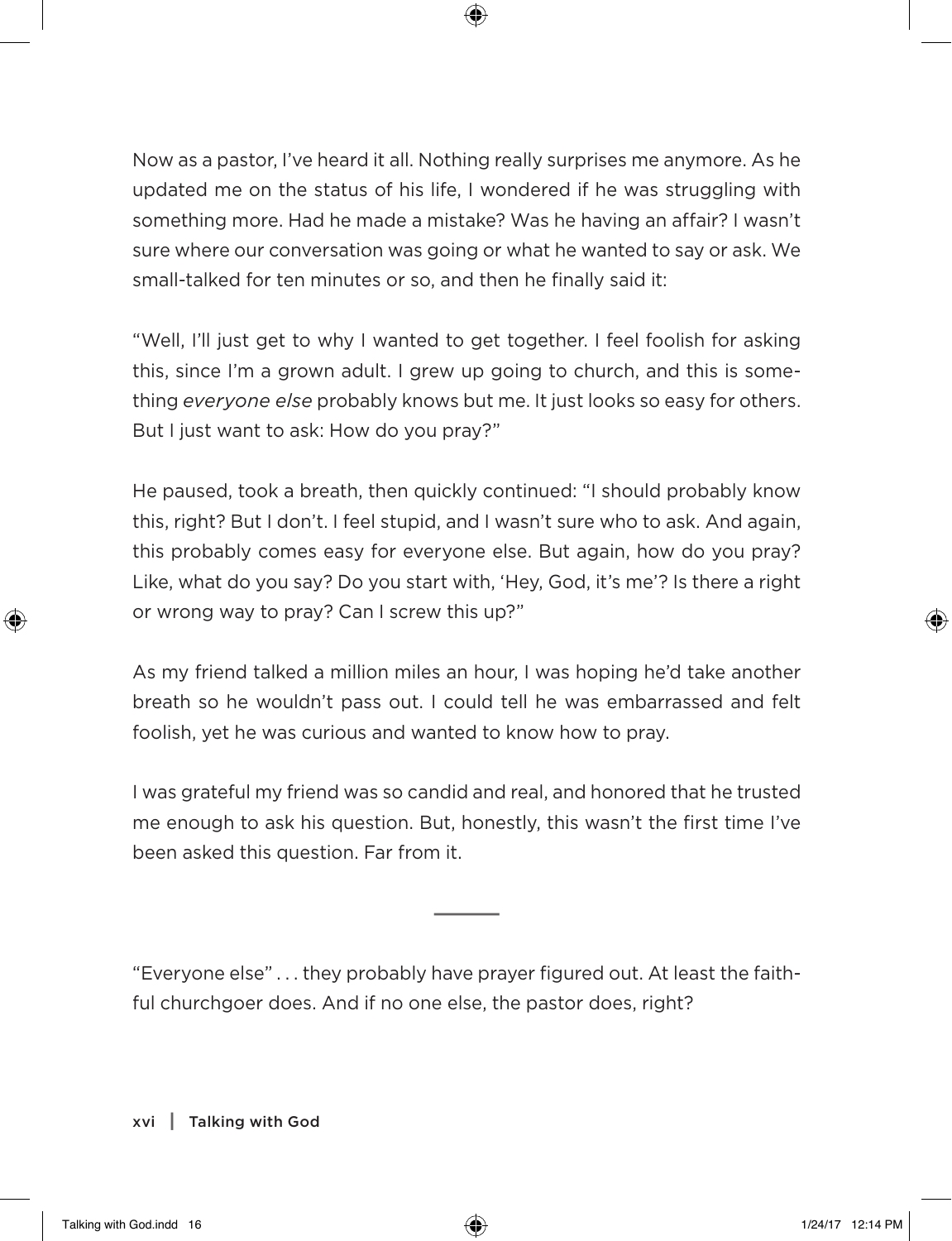Now as a pastor, I've heard it all. Nothing really surprises me anymore. As he updated me on the status of his life, I wondered if he was struggling with something more. Had he made a mistake? Was he having an affair? I wasn't sure where our conversation was going or what he wanted to say or ask. We small-talked for ten minutes or so, and then he finally said it:

"Well, I'll just get to why I wanted to get together. I feel foolish for asking this, since I'm a grown adult. I grew up going to church, and this is something *everyone else* probably knows but me. It just looks so easy for others. But I just want to ask: How do you pray?"

He paused, took a breath, then quickly continued: "I should probably know this, right? But I don't. I feel stupid, and I wasn't sure who to ask. And again, this probably comes easy for everyone else. But again, how do you pray? Like, what do you say? Do you start with, 'Hey, God, it's me'? Is there a right or wrong way to pray? Can I screw this up?"

As my friend talked a million miles an hour, I was hoping he'd take another breath so he wouldn't pass out. I could tell he was embarrassed and felt foolish, yet he was curious and wanted to know how to pray.

I was grateful my friend was so candid and real, and honored that he trusted me enough to ask his question. But, honestly, this wasn't the first time I've been asked this question. Far from it.

---

"Everyone else" . . . they probably have prayer figured out. At least the faithful churchgoer does. And if no one else, the pastor does, right?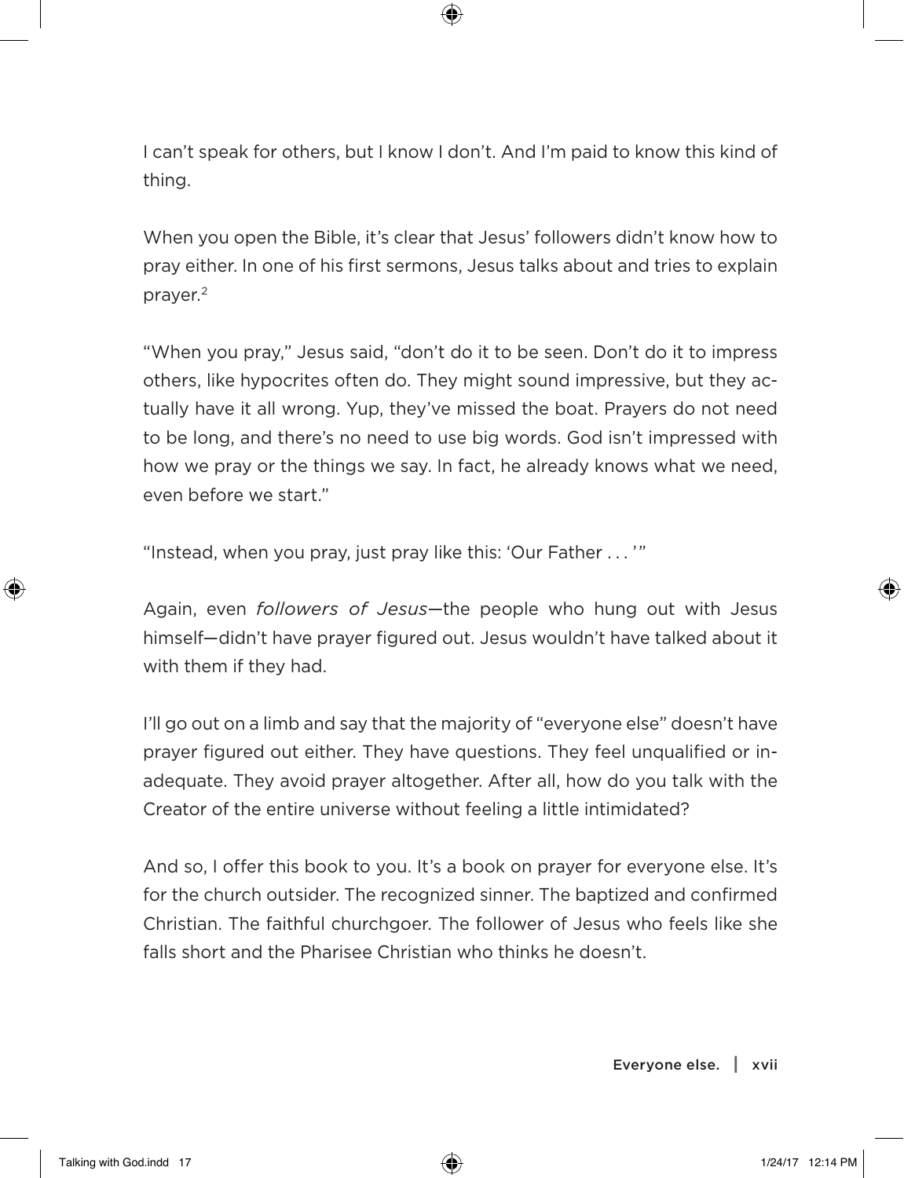I can't speak for others, but I know I don't. And I'm paid to know this kind of thing.

When you open the Bible, it's clear that Jesus' followers didn't know how to pray either. In one of his first sermons, Jesus talks about and tries to explain prayer.[2]

"When you pray," Jesus said, "don't do it to be seen. Don't do it to impress others, like hypocrites often do. They might sound impressive, but they actually have it all wrong. Yup, they've missed the boat. Prayers do not need to be long, and there's no need to use big words. God isn't impressed with how we pray or the things we say. In fact, he already knows what we need, even before we start."

"Instead, when you pray, just pray like this: 'Our Father . . . '"

Again, even *followers of Jesus*—the people who hung out with Jesus himself—didn't have prayer figured out. Jesus wouldn't have talked about it with them if they had.

I'll go out on a limb and say that the majority of "everyone else" doesn't have prayer figured out either. They have questions. They feel unqualified or inadequate. They avoid prayer altogether. After all, how do you talk with the Creator of the entire universe without feeling a little intimidated?

And so, I offer this book to you. It's a book on prayer for everyone else. It's for the church outsider. The recognized sinner. The baptized and confirmed Christian. The faithful churchgoer. The follower of Jesus who feels like she falls short and the Pharisee Christian who thinks he doesn't.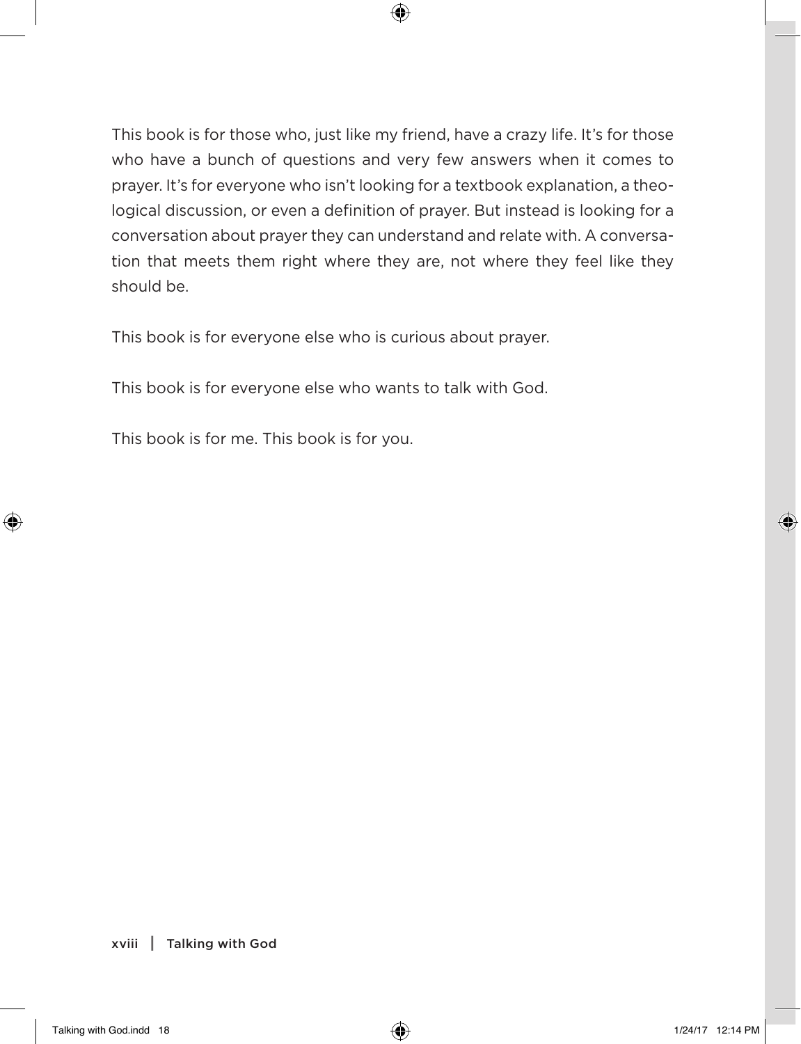This book is for those who, just like my friend, have a crazy life. It's for those who have a bunch of questions and very few answers when it comes to prayer. It's for everyone who isn't looking for a textbook explanation, a theological discussion, or even a definition of prayer. But instead is looking for a conversation about prayer they can understand and relate with. A conversation that meets them right where they are, not where they feel like they should be.

This book is for everyone else who is curious about prayer.

This book is for everyone else who wants to talk with God.

This book is for me. This book is for you.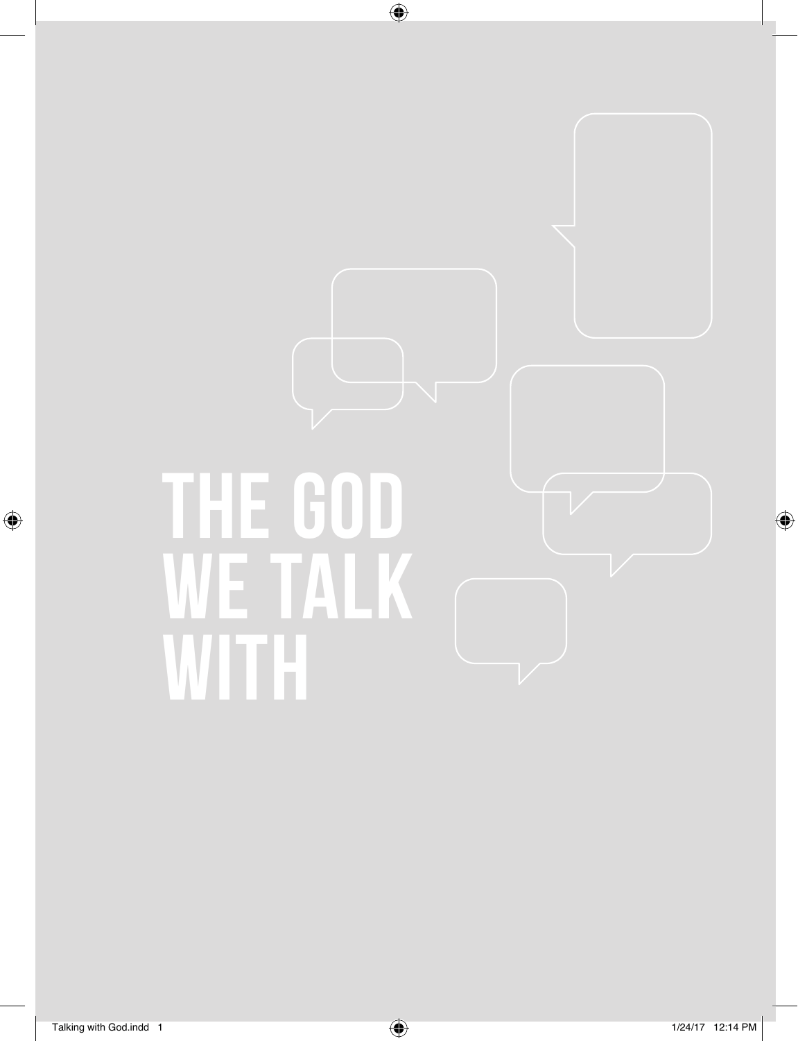# THE GOD WE TALK WITH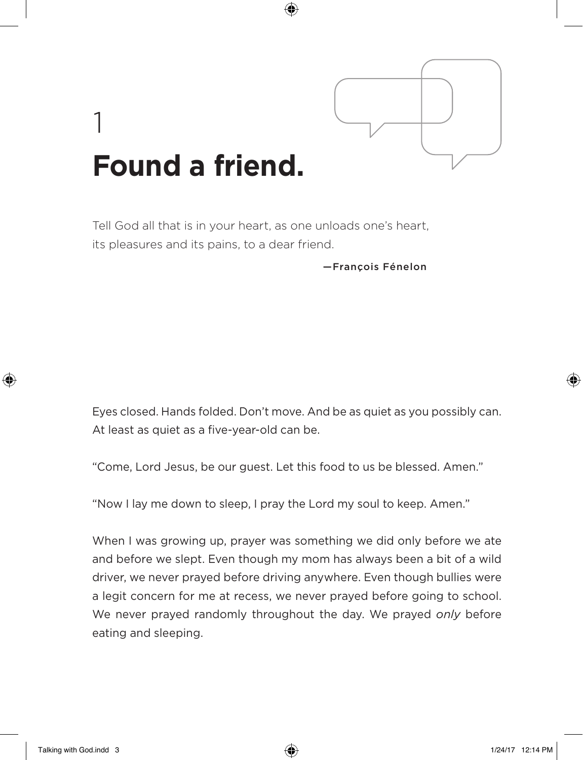# 1

# Found a friend.

Tell God all that is in your heart, as one unloads one's heart, its pleasures and its pains, to a dear friend.

—François Fénelon

Eyes closed. Hands folded. Don't move. And be as quiet as you possibly can. At least as quiet as a five-year-old can be.

"Come, Lord Jesus, be our guest. Let this food to us be blessed. Amen."

"Now I lay me down to sleep, I pray the Lord my soul to keep. Amen."

When I was growing up, prayer was something we did only before we ate and before we slept. Even though my mom has always been a bit of a wild driver, we never prayed before driving anywhere. Even though bullies were a legit concern for me at recess, we never prayed before going to school. We never prayed randomly throughout the day. We prayed *only* before eating and sleeping.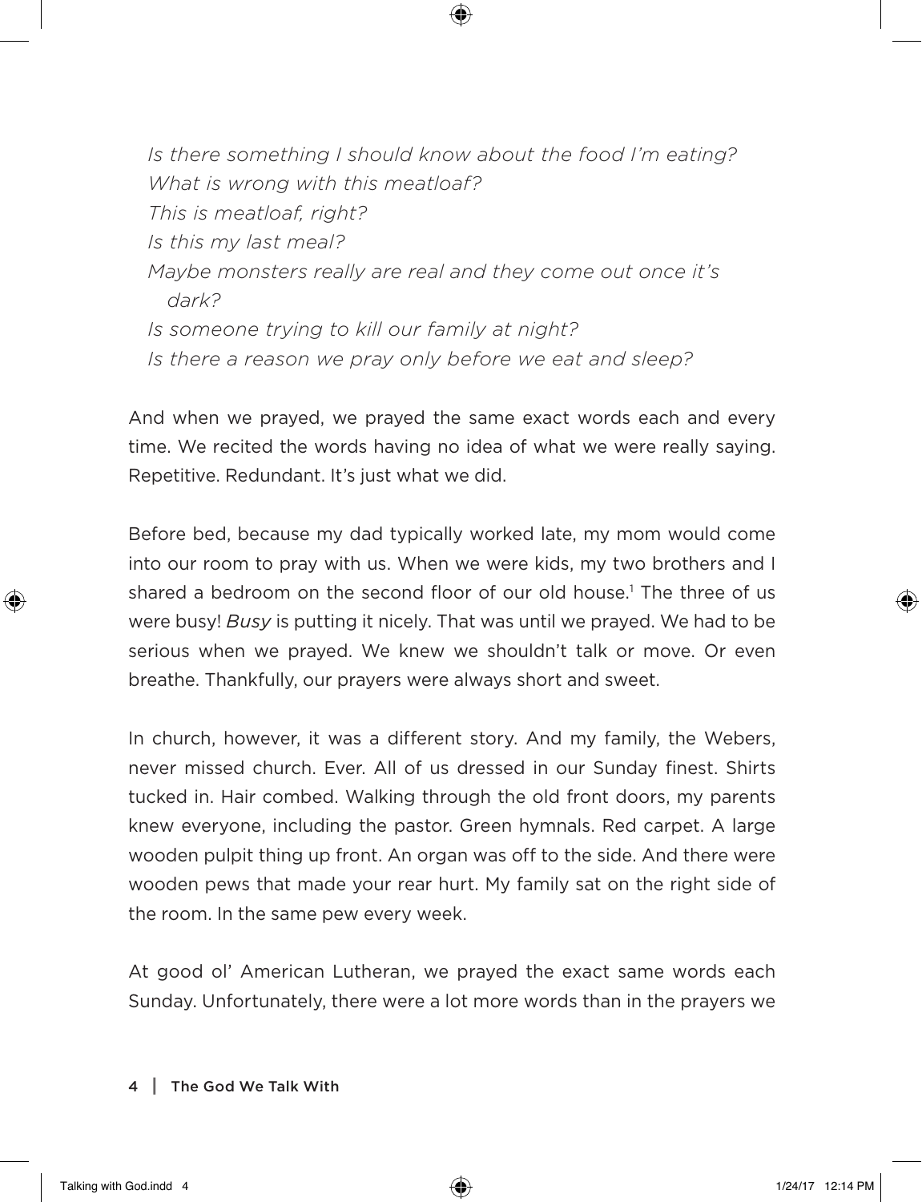*Is there something I should know about the food I'm eating?*  
*What is wrong with this meatloaf?*  
*This is meatloaf, right?*  
*Is this my last meal?*  
*Maybe monsters really are real and they come out once it's dark?*  
*Is someone trying to kill our family at night?*  
*Is there a reason we pray only before we eat and sleep?*

And when we prayed, we prayed the same exact words each and every time. We recited the words having no idea of what we were really saying. Repetitive. Redundant. It's just what we did.

Before bed, because my dad typically worked late, my mom would come into our room to pray with us. When we were kids, my two brothers and I shared a bedroom on the second floor of our old house.[1] The three of us were busy! *Busy* is putting it nicely. That was until we prayed. We had to be serious when we prayed. We knew we shouldn't talk or move. Or even breathe. Thankfully, our prayers were always short and sweet.

In church, however, it was a different story. And my family, the Webers, never missed church. Ever. All of us dressed in our Sunday finest. Shirts tucked in. Hair combed. Walking through the old front doors, my parents knew everyone, including the pastor. Green hymnals. Red carpet. A large wooden pulpit thing up front. An organ was off to the side. And there were wooden pews that made your rear hurt. My family sat on the right side of the room. In the same pew every week.

At good ol' American Lutheran, we prayed the exact same words each Sunday. Unfortunately, there were a lot more words than in the prayers we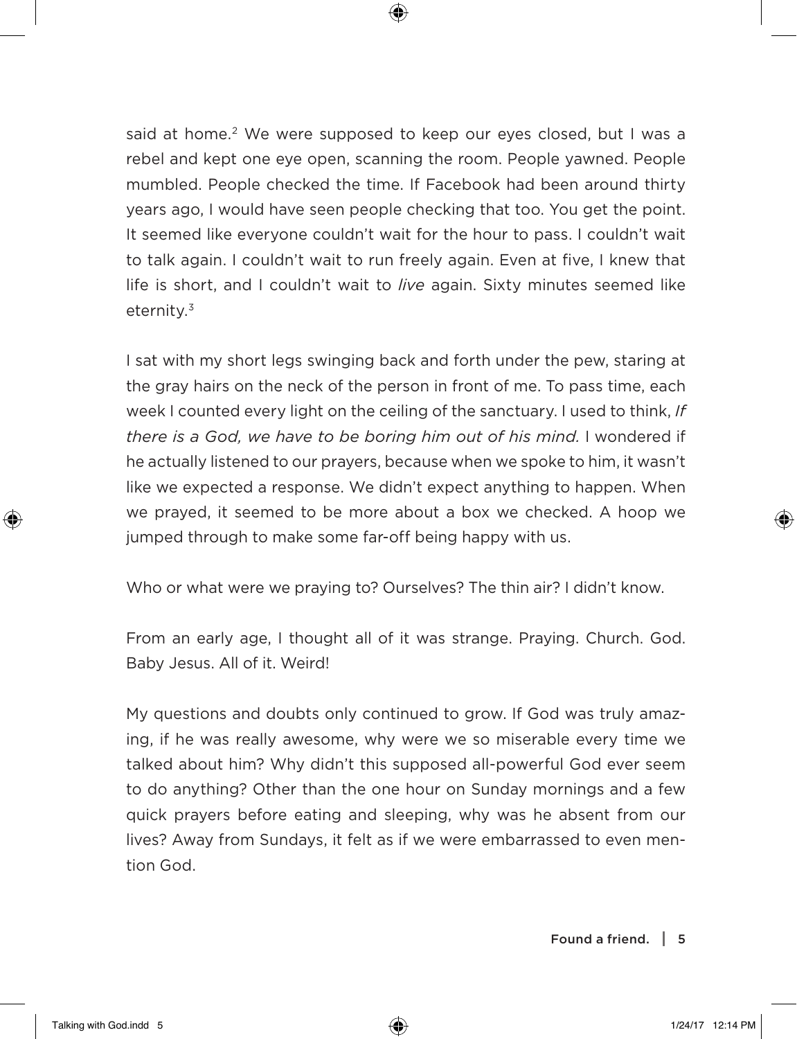said at home.[2] We were supposed to keep our eyes closed, but I was a rebel and kept one eye open, scanning the room. People yawned. People mumbled. People checked the time. If Facebook had been around thirty years ago, I would have seen people checking that too. You get the point. It seemed like everyone couldn't wait for the hour to pass. I couldn't wait to talk again. I couldn't wait to run freely again. Even at five, I knew that life is short, and I couldn't wait to *live* again. Sixty minutes seemed like eternity.[3]

I sat with my short legs swinging back and forth under the pew, staring at the gray hairs on the neck of the person in front of me. To pass time, each week I counted every light on the ceiling of the sanctuary. I used to think, *If there is a God, we have to be boring him out of his mind.* I wondered if he actually listened to our prayers, because when we spoke to him, it wasn't like we expected a response. We didn't expect anything to happen. When we prayed, it seemed to be more about a box we checked. A hoop we jumped through to make some far-off being happy with us.

Who or what were we praying to? Ourselves? The thin air? I didn't know.

From an early age, I thought all of it was strange. Praying. Church. God. Baby Jesus. All of it. Weird!

My questions and doubts only continued to grow. If God was truly amazing, if he was really awesome, why were we so miserable every time we talked about him? Why didn't this supposed all-powerful God ever seem to do anything? Other than the one hour on Sunday mornings and a few quick prayers before eating and sleeping, why was he absent from our lives? Away from Sundays, it felt as if we were embarrassed to even mention God.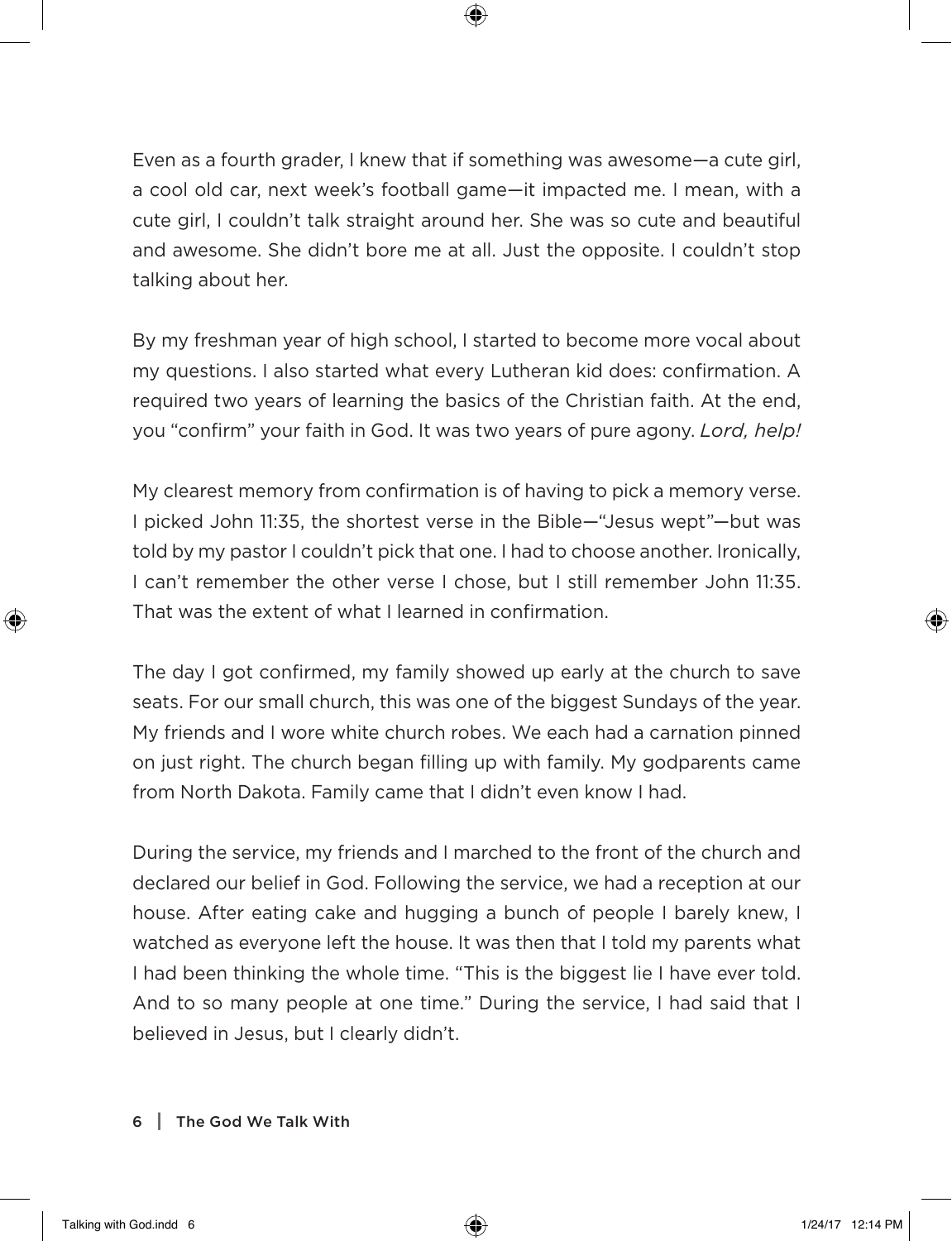Even as a fourth grader, I knew that if something was awesome—a cute girl, a cool old car, next week's football game—it impacted me. I mean, with a cute girl, I couldn't talk straight around her. She was so cute and beautiful and awesome. She didn't bore me at all. Just the opposite. I couldn't stop talking about her.

By my freshman year of high school, I started to become more vocal about my questions. I also started what every Lutheran kid does: confirmation. A required two years of learning the basics of the Christian faith. At the end, you "confirm" your faith in God. It was two years of pure agony. *Lord, help!*

My clearest memory from confirmation is of having to pick a memory verse. I picked John 11:35, the shortest verse in the Bible—"Jesus wept"—but was told by my pastor I couldn't pick that one. I had to choose another. Ironically, I can't remember the other verse I chose, but I still remember John 11:35. That was the extent of what I learned in confirmation.

The day I got confirmed, my family showed up early at the church to save seats. For our small church, this was one of the biggest Sundays of the year. My friends and I wore white church robes. We each had a carnation pinned on just right. The church began filling up with family. My godparents came from North Dakota. Family came that I didn't even know I had.

During the service, my friends and I marched to the front of the church and declared our belief in God. Following the service, we had a reception at our house. After eating cake and hugging a bunch of people I barely knew, I watched as everyone left the house. It was then that I told my parents what I had been thinking the whole time. "This is the biggest lie I have ever told. And to so many people at one time." During the service, I had said that I believed in Jesus, but I clearly didn't.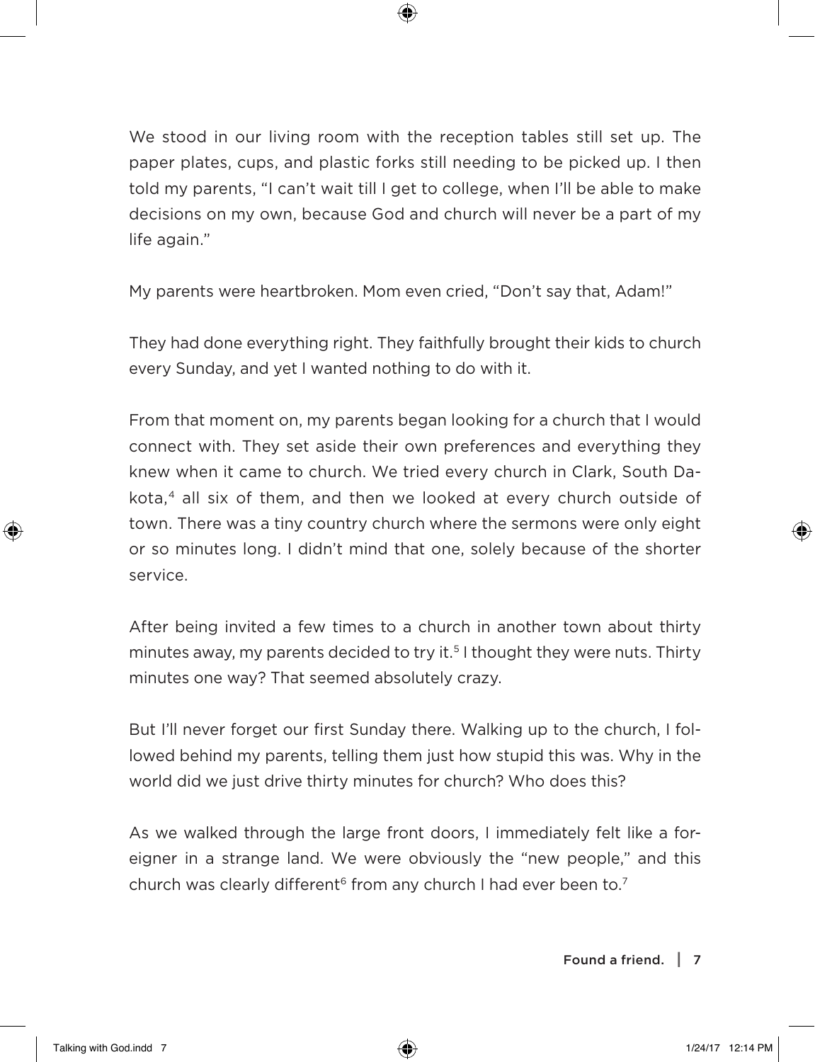We stood in our living room with the reception tables still set up. The paper plates, cups, and plastic forks still needing to be picked up. I then told my parents, "I can't wait till I get to college, when I'll be able to make decisions on my own, because God and church will never be a part of my life again."

My parents were heartbroken. Mom even cried, "Don't say that, Adam!"

They had done everything right. They faithfully brought their kids to church every Sunday, and yet I wanted nothing to do with it.

From that moment on, my parents began looking for a church that I would connect with. They set aside their own preferences and everything they knew when it came to church. We tried every church in Clark, South Dakota,[4] all six of them, and then we looked at every church outside of town. There was a tiny country church where the sermons were only eight or so minutes long. I didn't mind that one, solely because of the shorter service.

After being invited a few times to a church in another town about thirty minutes away, my parents decided to try it.[5] I thought they were nuts. Thirty minutes one way? That seemed absolutely crazy.

But I'll never forget our first Sunday there. Walking up to the church, I followed behind my parents, telling them just how stupid this was. Why in the world did we just drive thirty minutes for church? Who does this?

As we walked through the large front doors, I immediately felt like a foreigner in a strange land. We were obviously the "new people," and this church was clearly different[6] from any church I had ever been to.[7]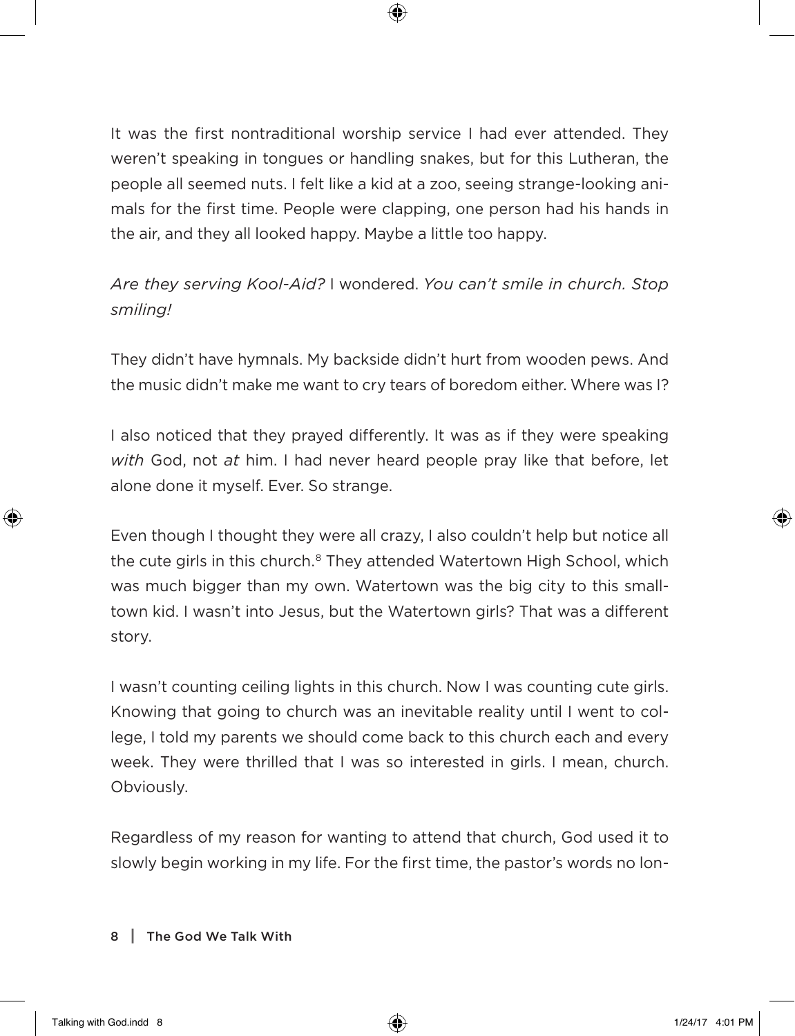It was the first nontraditional worship service I had ever attended. They weren't speaking in tongues or handling snakes, but for this Lutheran, the people all seemed nuts. I felt like a kid at a zoo, seeing strange-looking animals for the first time. People were clapping, one person had his hands in the air, and they all looked happy. Maybe a little too happy.

*Are they serving Kool-Aid?* I wondered. *You can't smile in church. Stop smiling!*

They didn't have hymnals. My backside didn't hurt from wooden pews. And the music didn't make me want to cry tears of boredom either. Where was I?

I also noticed that they prayed differently. It was as if they were speaking *with* God, not *at* him. I had never heard people pray like that before, let alone done it myself. Ever. So strange.

Even though I thought they were all crazy, I also couldn't help but notice all the cute girls in this church.[8] They attended Watertown High School, which was much bigger than my own. Watertown was the big city to this small-town kid. I wasn't into Jesus, but the Watertown girls? That was a different story.

I wasn't counting ceiling lights in this church. Now I was counting cute girls. Knowing that going to church was an inevitable reality until I went to college, I told my parents we should come back to this church each and every week. They were thrilled that I was so interested in girls. I mean, church. Obviously.

Regardless of my reason for wanting to attend that church, God used it to slowly begin working in my life. For the first time, the pastor's words no lon-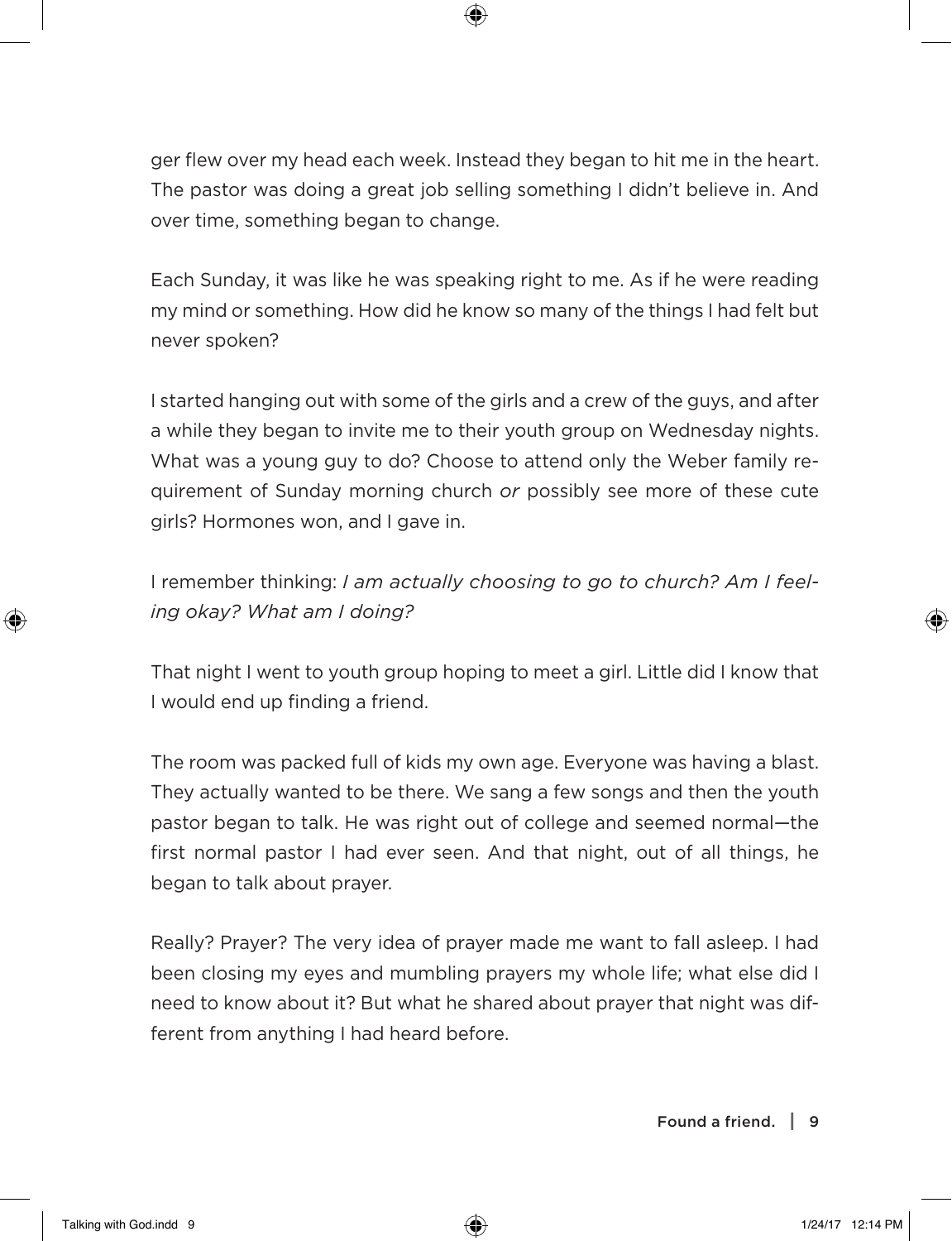ger flew over my head each week. Instead they began to hit me in the heart. The pastor was doing a great job selling something I didn't believe in. And over time, something began to change.

Each Sunday, it was like he was speaking right to me. As if he were reading my mind or something. How did he know so many of the things I had felt but never spoken?

I started hanging out with some of the girls and a crew of the guys, and after a while they began to invite me to their youth group on Wednesday nights. What was a young guy to do? Choose to attend only the Weber family requirement of Sunday morning church *or* possibly see more of these cute girls? Hormones won, and I gave in.

I remember thinking: *I am actually choosing to go to church? Am I feeling okay? What am I doing?*

That night I went to youth group hoping to meet a girl. Little did I know that I would end up finding a friend.

The room was packed full of kids my own age. Everyone was having a blast. They actually wanted to be there. We sang a few songs and then the youth pastor began to talk. He was right out of college and seemed normal—the first normal pastor I had ever seen. And that night, out of all things, he began to talk about prayer.

Really? Prayer? The very idea of prayer made me want to fall asleep. I had been closing my eyes and mumbling prayers my whole life; what else did I need to know about it? But what he shared about prayer that night was different from anything I had heard before.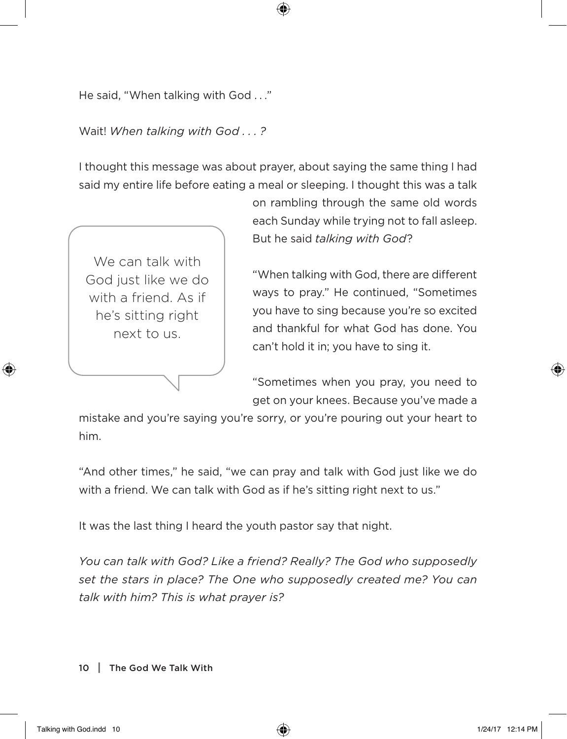He said, "When talking with God . . ."

Wait! *When talking with God . . . ?*

I thought this message was about prayer, about saying the same thing I had said my entire life before eating a meal or sleeping. I thought this was a talk on rambling through the same old words each Sunday while trying not to fall asleep. But he said *talking with God*?

> We can talk with God just like we do with a friend. As if he's sitting right next to us.

"When talking with God, there are different ways to pray." He continued, "Sometimes you have to sing because you're so excited and thankful for what God has done. You can't hold it in; you have to sing it.

"Sometimes when you pray, you need to get on your knees. Because you've made a mistake and you're saying you're sorry, or you're pouring out your heart to him.

"And other times," he said, "we can pray and talk with God just like we do with a friend. We can talk with God as if he's sitting right next to us."

It was the last thing I heard the youth pastor say that night.

*You can talk with God? Like a friend? Really? The God who supposedly set the stars in place? The One who supposedly created me? You can talk with him? This is what prayer is?*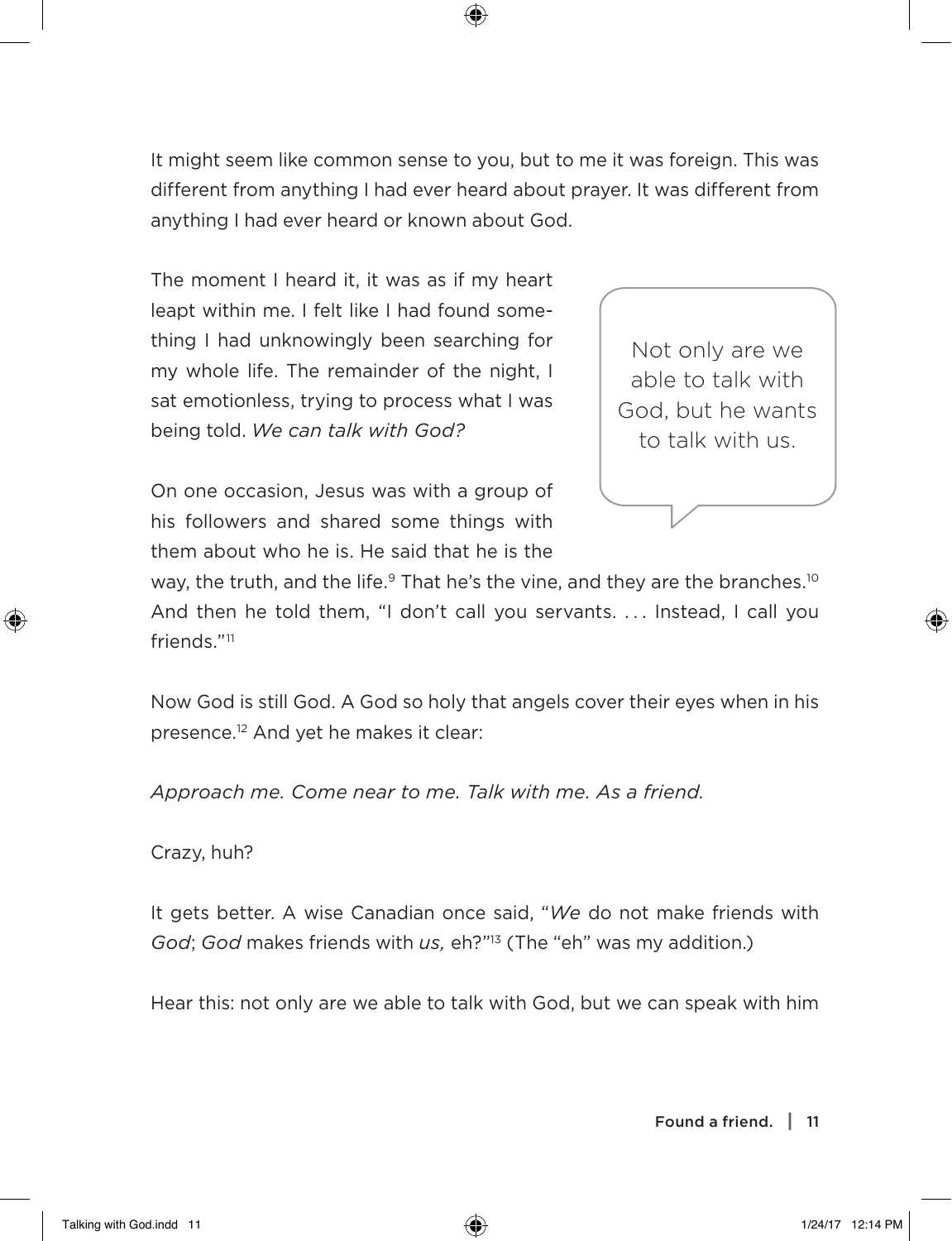It might seem like common sense to you, but to me it was foreign. This was different from anything I had ever heard about prayer. It was different from anything I had ever heard or known about God.

The moment I heard it, it was as if my heart leapt within me. I felt like I had found something I had unknowingly been searching for my whole life. The remainder of the night, I sat emotionless, trying to process what I was being told. *We can talk with God?*

> Not only are we able to talk with God, but he wants to talk with us.

On one occasion, Jesus was with a group of his followers and shared some things with them about who he is. He said that he is the way, the truth, and the life.[9] That he's the vine, and they are the branches.[10] And then he told them, "I don't call you servants. . . . Instead, I call you friends."[11]

Now God is still God. A God so holy that angels cover their eyes when in his presence.[12] And yet he makes it clear:

*Approach me. Come near to me. Talk with me. As a friend.*

Crazy, huh?

It gets better. A wise Canadian once said, "*We* do not make friends with *God*; *God* makes friends with *us,* eh?"[13] (The "eh" was my addition.)

Hear this: not only are we able to talk with God, but we can speak with him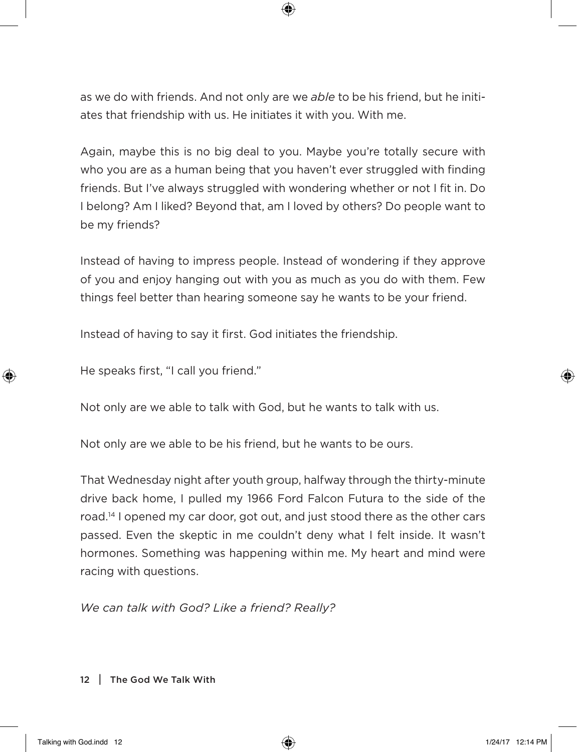as we do with friends. And not only are we *able* to be his friend, but he initiates that friendship with us. He initiates it with you. With me.

Again, maybe this is no big deal to you. Maybe you're totally secure with who you are as a human being that you haven't ever struggled with finding friends. But I've always struggled with wondering whether or not I fit in. Do I belong? Am I liked? Beyond that, am I loved by others? Do people want to be my friends?

Instead of having to impress people. Instead of wondering if they approve of you and enjoy hanging out with you as much as you do with them. Few things feel better than hearing someone say he wants to be your friend.

Instead of having to say it first. God initiates the friendship.

He speaks first, "I call you friend."

Not only are we able to talk with God, but he wants to talk with us.

Not only are we able to be his friend, but he wants to be ours.

That Wednesday night after youth group, halfway through the thirty-minute drive back home, I pulled my 1966 Ford Falcon Futura to the side of the road.[14] I opened my car door, got out, and just stood there as the other cars passed. Even the skeptic in me couldn't deny what I felt inside. It wasn't hormones. Something was happening within me. My heart and mind were racing with questions.

*We can talk with God? Like a friend? Really?*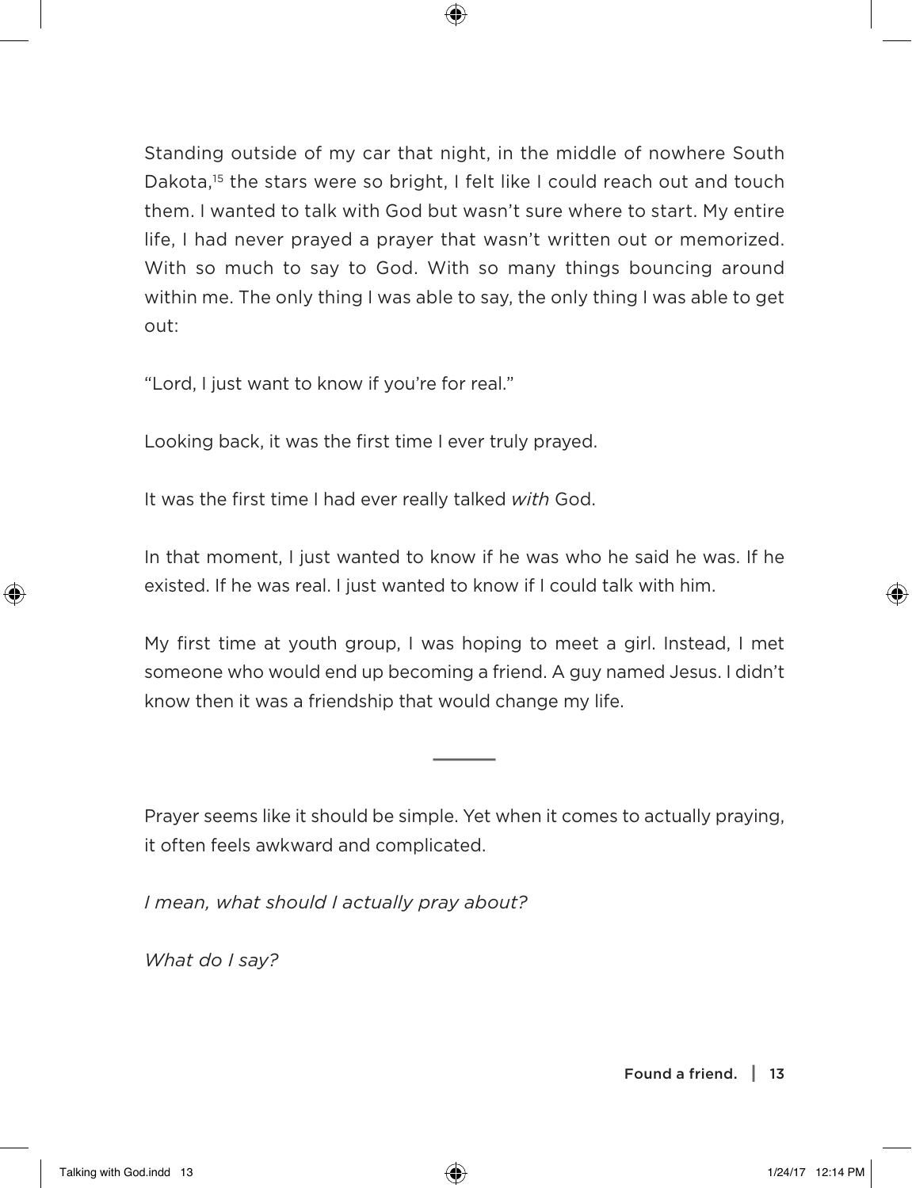Standing outside of my car that night, in the middle of nowhere South Dakota,[15] the stars were so bright, I felt like I could reach out and touch them. I wanted to talk with God but wasn't sure where to start. My entire life, I had never prayed a prayer that wasn't written out or memorized. With so much to say to God. With so many things bouncing around within me. The only thing I was able to say, the only thing I was able to get out:

"Lord, I just want to know if you're for real."

Looking back, it was the first time I ever truly prayed.

It was the first time I had ever really talked *with* God.

In that moment, I just wanted to know if he was who he said he was. If he existed. If he was real. I just wanted to know if I could talk with him.

My first time at youth group, I was hoping to meet a girl. Instead, I met someone who would end up becoming a friend. A guy named Jesus. I didn't know then it was a friendship that would change my life.

---

Prayer seems like it should be simple. Yet when it comes to actually praying, it often feels awkward and complicated.

*I mean, what should I actually pray about?*

*What do I say?*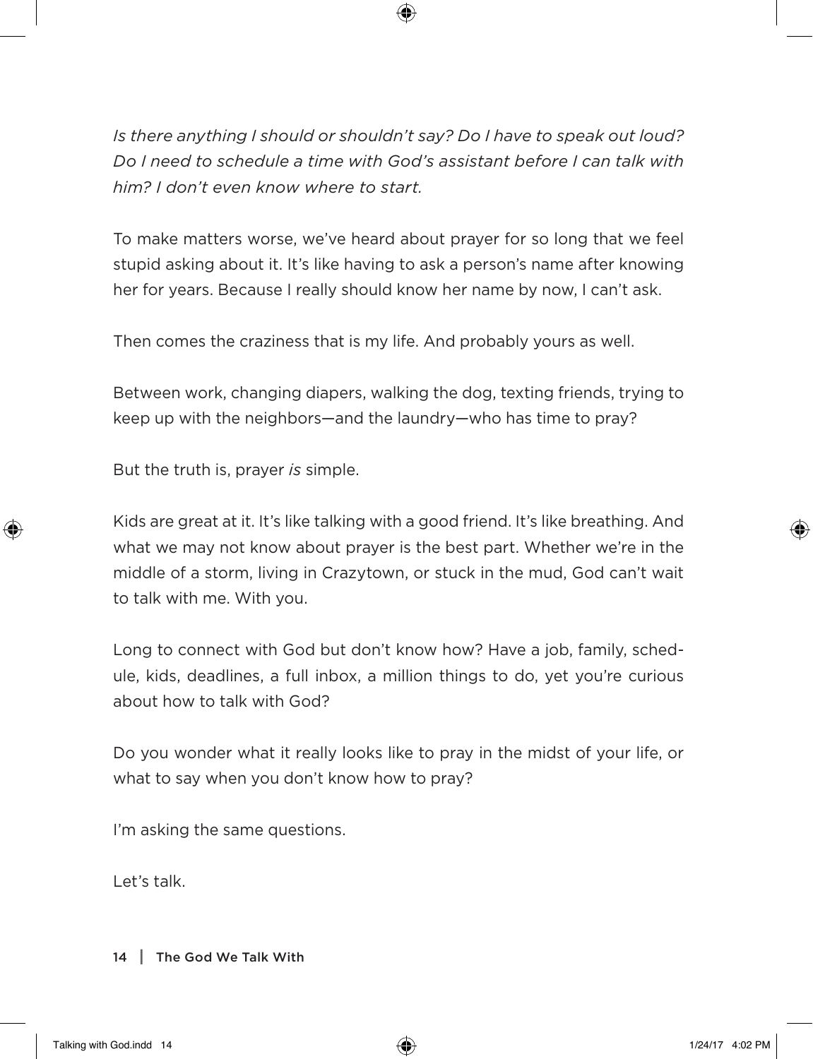*Is there anything I should or shouldn't say? Do I have to speak out loud? Do I need to schedule a time with God's assistant before I can talk with him? I don't even know where to start.*

To make matters worse, we've heard about prayer for so long that we feel stupid asking about it. It's like having to ask a person's name after knowing her for years. Because I really should know her name by now, I can't ask.

Then comes the craziness that is my life. And probably yours as well.

Between work, changing diapers, walking the dog, texting friends, trying to keep up with the neighbors—and the laundry—who has time to pray?

But the truth is, prayer *is* simple.

Kids are great at it. It's like talking with a good friend. It's like breathing. And what we may not know about prayer is the best part. Whether we're in the middle of a storm, living in Crazytown, or stuck in the mud, God can't wait to talk with me. With you.

Long to connect with God but don't know how? Have a job, family, schedule, kids, deadlines, a full inbox, a million things to do, yet you're curious about how to talk with God?

Do you wonder what it really looks like to pray in the midst of your life, or what to say when you don't know how to pray?

I'm asking the same questions.

Let's talk.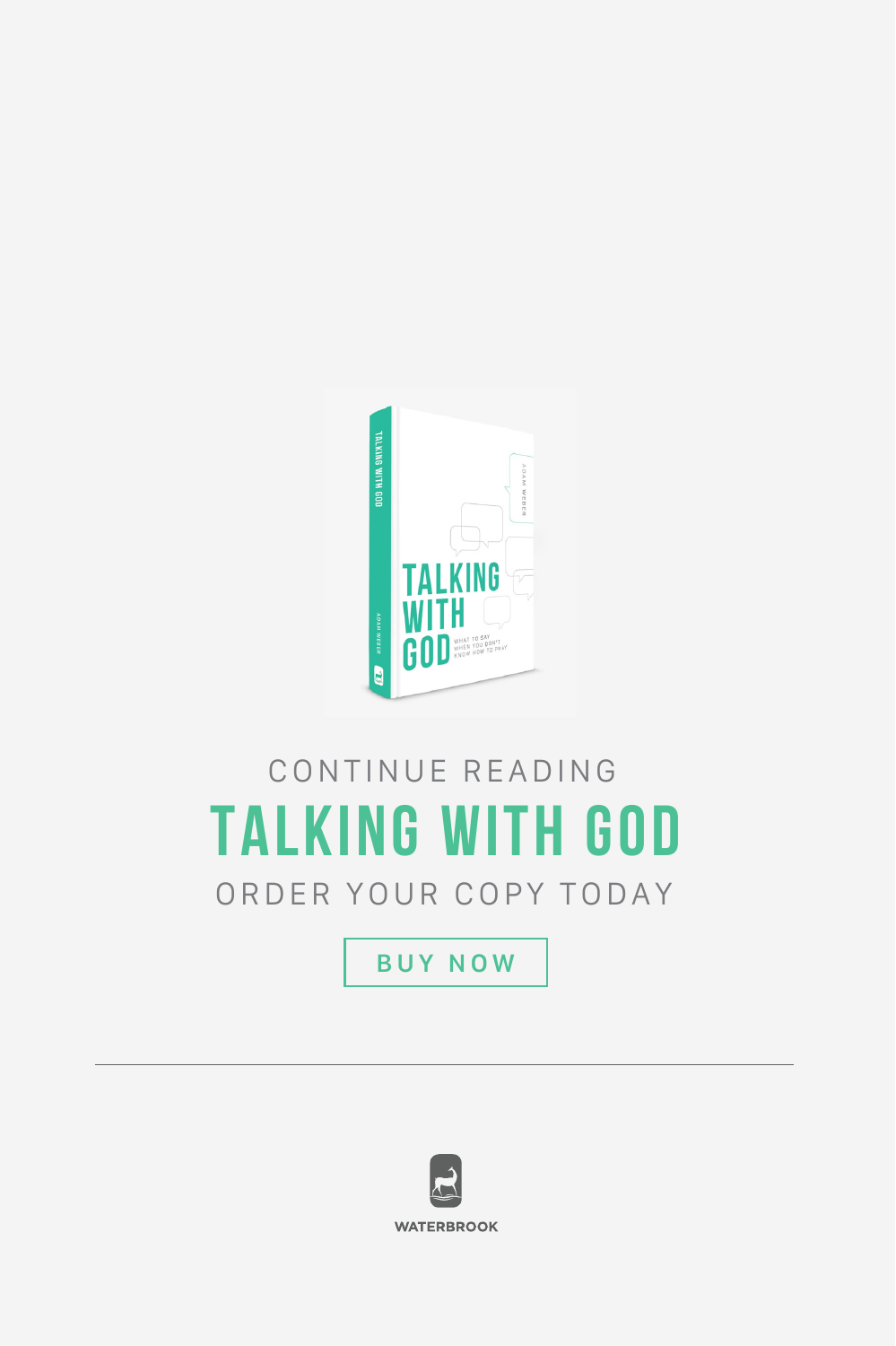CONTINUE READING

# TALKING WITH GOD

ORDER YOUR COPY TODAY

BUY NOW

---

WATERBROOK